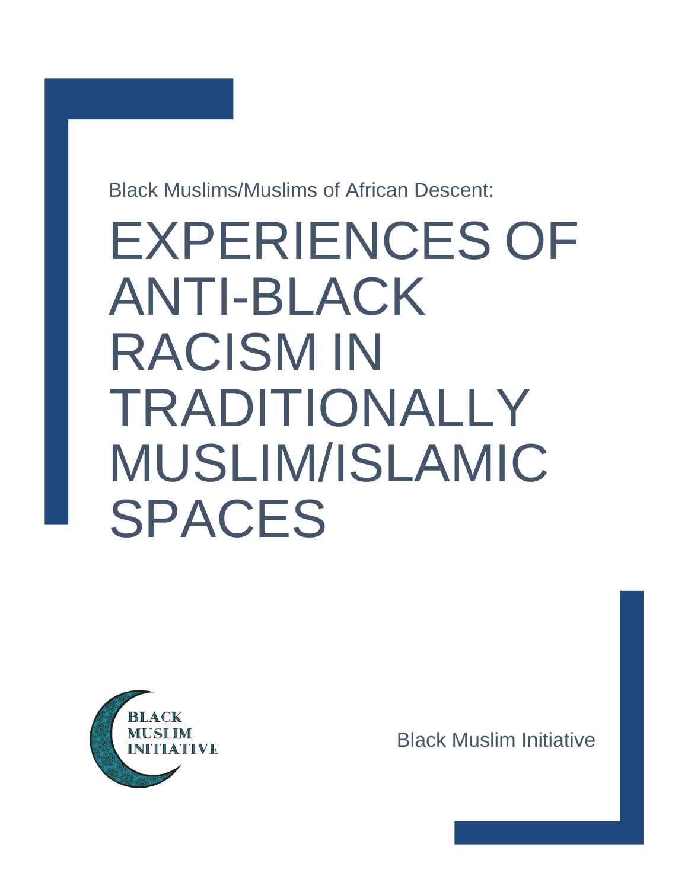Black Muslims/Muslims of African Descent:

# EXPERIENCES OF ANTI-BLACK RACISM IN TRADITIONALLY MUSLIM/ISLAMIC SPACES

BLACK MUSLIM INITIATIVE

Black Muslim Initiative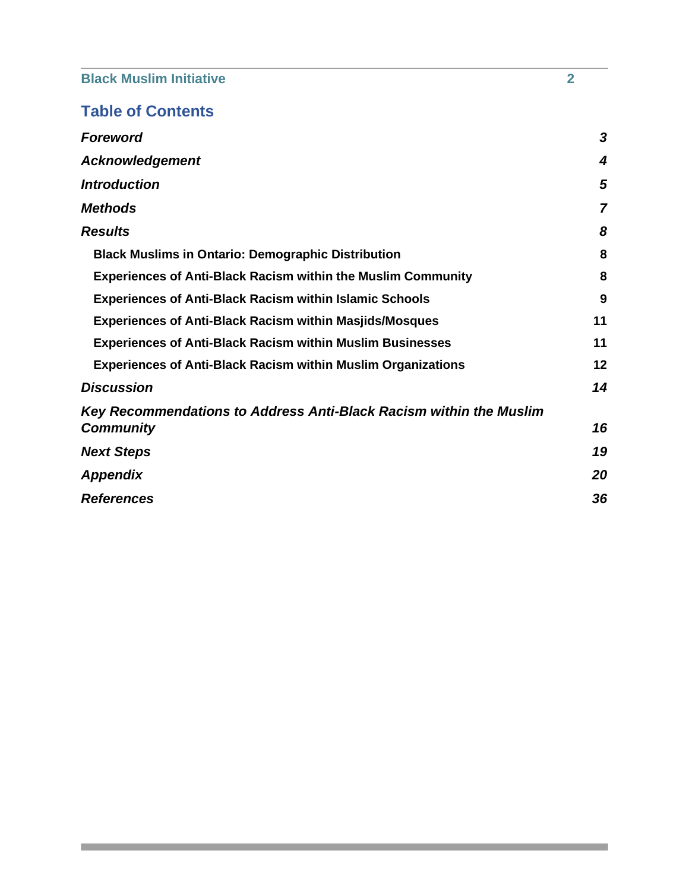## Table of Contents

| | |
|---|---|
| ***Foreword*** | ***3*** |
| ***Acknowledgement*** | ***4*** |
| ***Introduction*** | ***5*** |
| ***Methods*** | ***7*** |
| ***Results*** | ***8*** |
| **Black Muslims in Ontario: Demographic Distribution** | **8** |
| **Experiences of Anti-Black Racism within the Muslim Community** | **8** |
| **Experiences of Anti-Black Racism within Islamic Schools** | **9** |
| **Experiences of Anti-Black Racism within Masjids/Mosques** | **11** |
| **Experiences of Anti-Black Racism within Muslim Businesses** | **11** |
| **Experiences of Anti-Black Racism within Muslim Organizations** | **12** |
| ***Discussion*** | ***14*** |
| ***Key Recommendations to Address Anti-Black Racism within the Muslim Community*** | ***16*** |
| ***Next Steps*** | ***19*** |
| ***Appendix*** | ***20*** |
| ***References*** | ***36*** |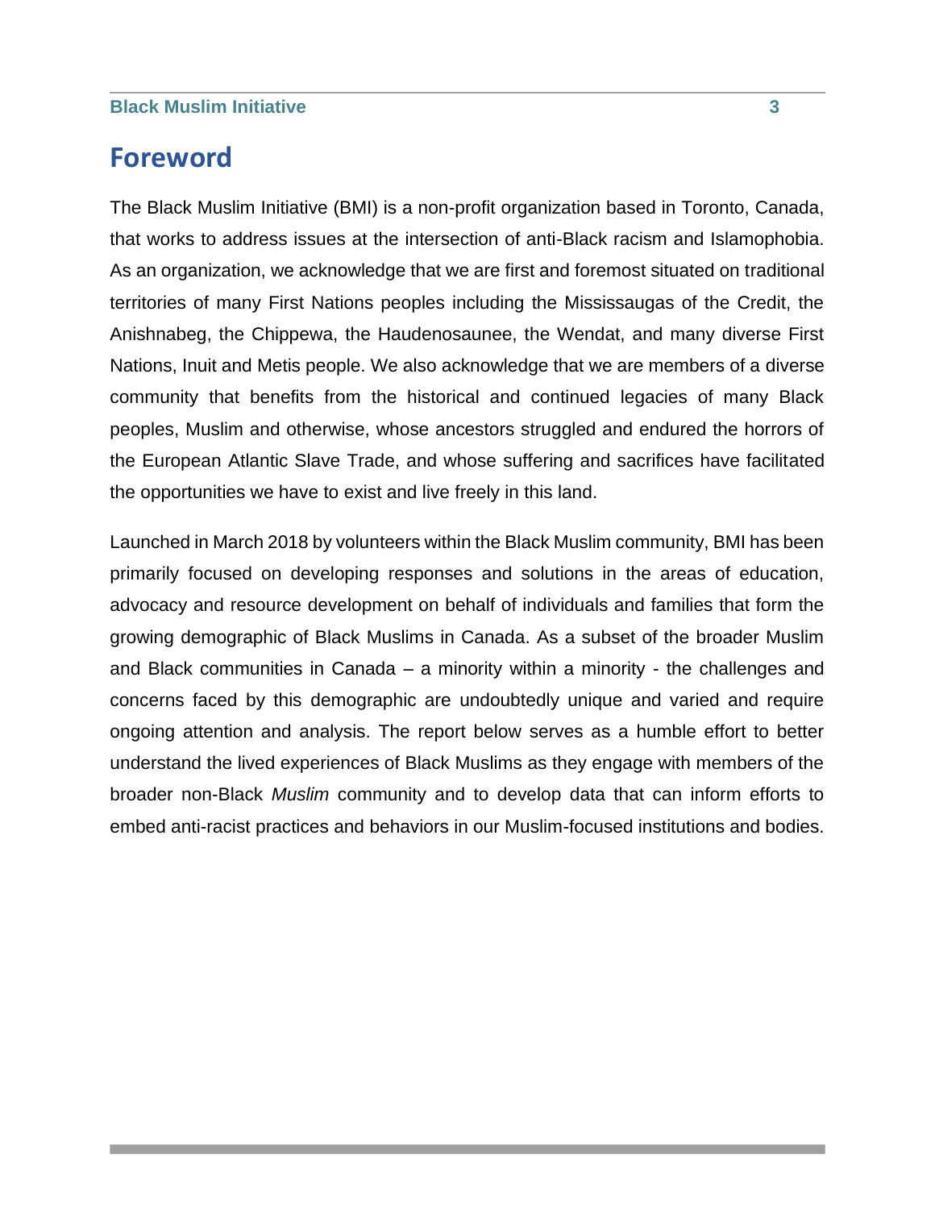# Foreword

The Black Muslim Initiative (BMI) is a non-profit organization based in Toronto, Canada, that works to address issues at the intersection of anti-Black racism and Islamophobia. As an organization, we acknowledge that we are first and foremost situated on traditional territories of many First Nations peoples including the Mississaugas of the Credit, the Anishnabeg, the Chippewa, the Haudenosaunee, the Wendat, and many diverse First Nations, Inuit and Metis people. We also acknowledge that we are members of a diverse community that benefits from the historical and continued legacies of many Black peoples, Muslim and otherwise, whose ancestors struggled and endured the horrors of the European Atlantic Slave Trade, and whose suffering and sacrifices have facilitated the opportunities we have to exist and live freely in this land.

Launched in March 2018 by volunteers within the Black Muslim community, BMI has been primarily focused on developing responses and solutions in the areas of education, advocacy and resource development on behalf of individuals and families that form the growing demographic of Black Muslims in Canada. As a subset of the broader Muslim and Black communities in Canada – a minority within a minority - the challenges and concerns faced by this demographic are undoubtedly unique and varied and require ongoing attention and analysis. The report below serves as a humble effort to better understand the lived experiences of Black Muslims as they engage with members of the broader non-Black *Muslim* community and to develop data that can inform efforts to embed anti-racist practices and behaviors in our Muslim-focused institutions and bodies.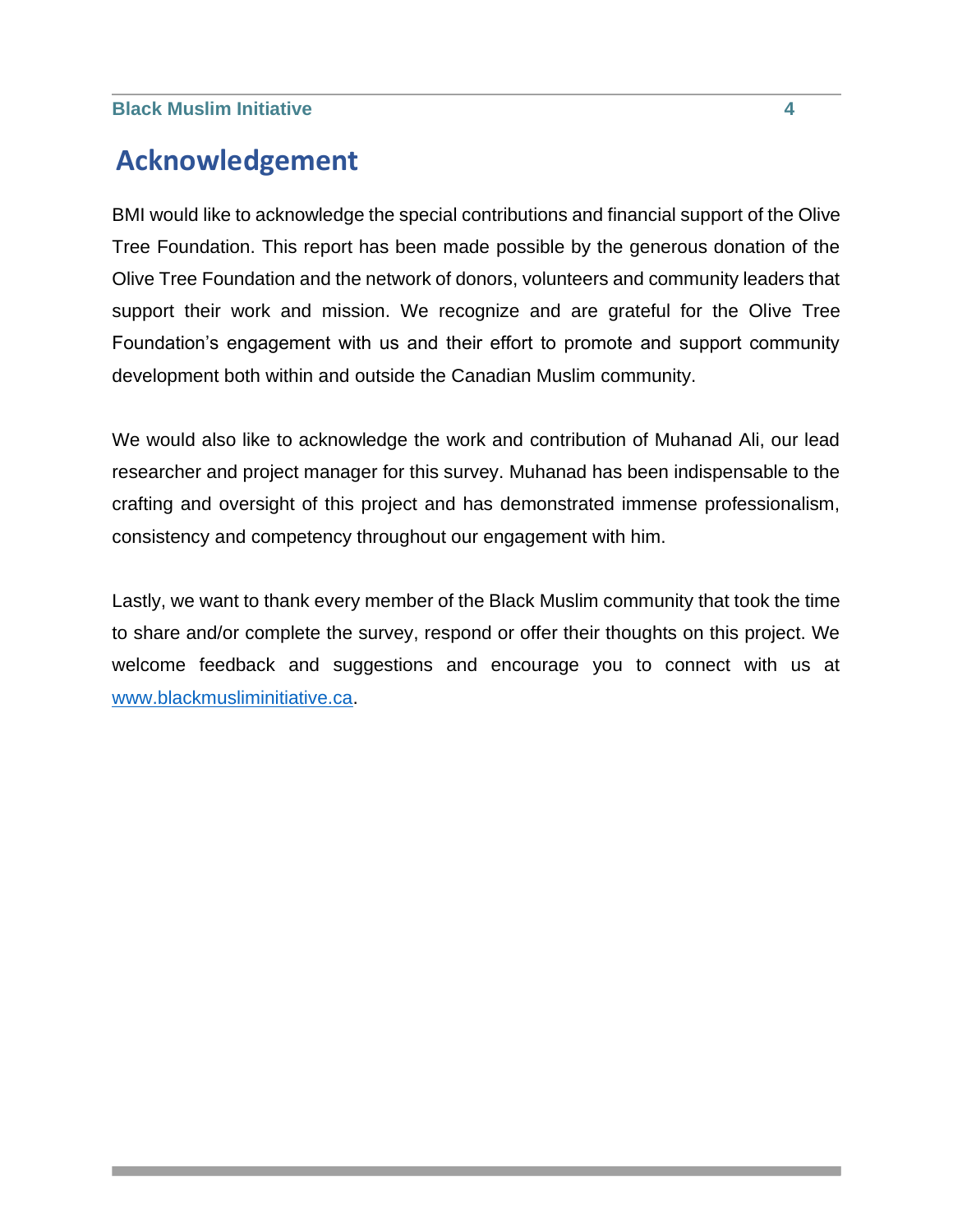# Acknowledgement

BMI would like to acknowledge the special contributions and financial support of the Olive Tree Foundation. This report has been made possible by the generous donation of the Olive Tree Foundation and the network of donors, volunteers and community leaders that support their work and mission. We recognize and are grateful for the Olive Tree Foundation's engagement with us and their effort to promote and support community development both within and outside the Canadian Muslim community.

We would also like to acknowledge the work and contribution of Muhanad Ali, our lead researcher and project manager for this survey. Muhanad has been indispensable to the crafting and oversight of this project and has demonstrated immense professionalism, consistency and competency throughout our engagement with him.

Lastly, we want to thank every member of the Black Muslim community that took the time to share and/or complete the survey, respond or offer their thoughts on this project. We welcome feedback and suggestions and encourage you to connect with us at www.blackmusliminitiative.ca.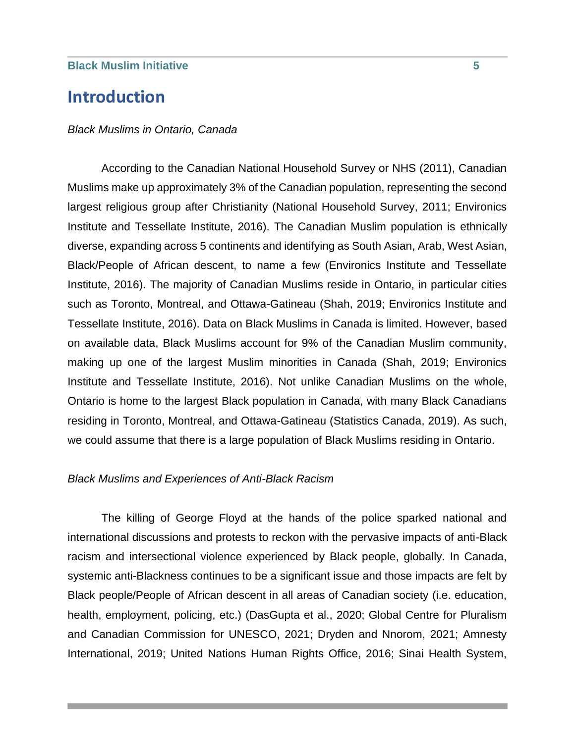# Introduction

*Black Muslims in Ontario, Canada*

According to the Canadian National Household Survey or NHS (2011), Canadian Muslims make up approximately 3% of the Canadian population, representing the second largest religious group after Christianity (National Household Survey, 2011; Environics Institute and Tessellate Institute, 2016). The Canadian Muslim population is ethnically diverse, expanding across 5 continents and identifying as South Asian, Arab, West Asian, Black/People of African descent, to name a few (Environics Institute and Tessellate Institute, 2016). The majority of Canadian Muslims reside in Ontario, in particular cities such as Toronto, Montreal, and Ottawa-Gatineau (Shah, 2019; Environics Institute and Tessellate Institute, 2016). Data on Black Muslims in Canada is limited. However, based on available data, Black Muslims account for 9% of the Canadian Muslim community, making up one of the largest Muslim minorities in Canada (Shah, 2019; Environics Institute and Tessellate Institute, 2016). Not unlike Canadian Muslims on the whole, Ontario is home to the largest Black population in Canada, with many Black Canadians residing in Toronto, Montreal, and Ottawa-Gatineau (Statistics Canada, 2019). As such, we could assume that there is a large population of Black Muslims residing in Ontario.

*Black Muslims and Experiences of Anti-Black Racism*

The killing of George Floyd at the hands of the police sparked national and international discussions and protests to reckon with the pervasive impacts of anti-Black racism and intersectional violence experienced by Black people, globally. In Canada, systemic anti-Blackness continues to be a significant issue and those impacts are felt by Black people/People of African descent in all areas of Canadian society (i.e. education, health, employment, policing, etc.) (DasGupta et al., 2020; Global Centre for Pluralism and Canadian Commission for UNESCO, 2021; Dryden and Nnorom, 2021; Amnesty International, 2019; United Nations Human Rights Office, 2016; Sinai Health System,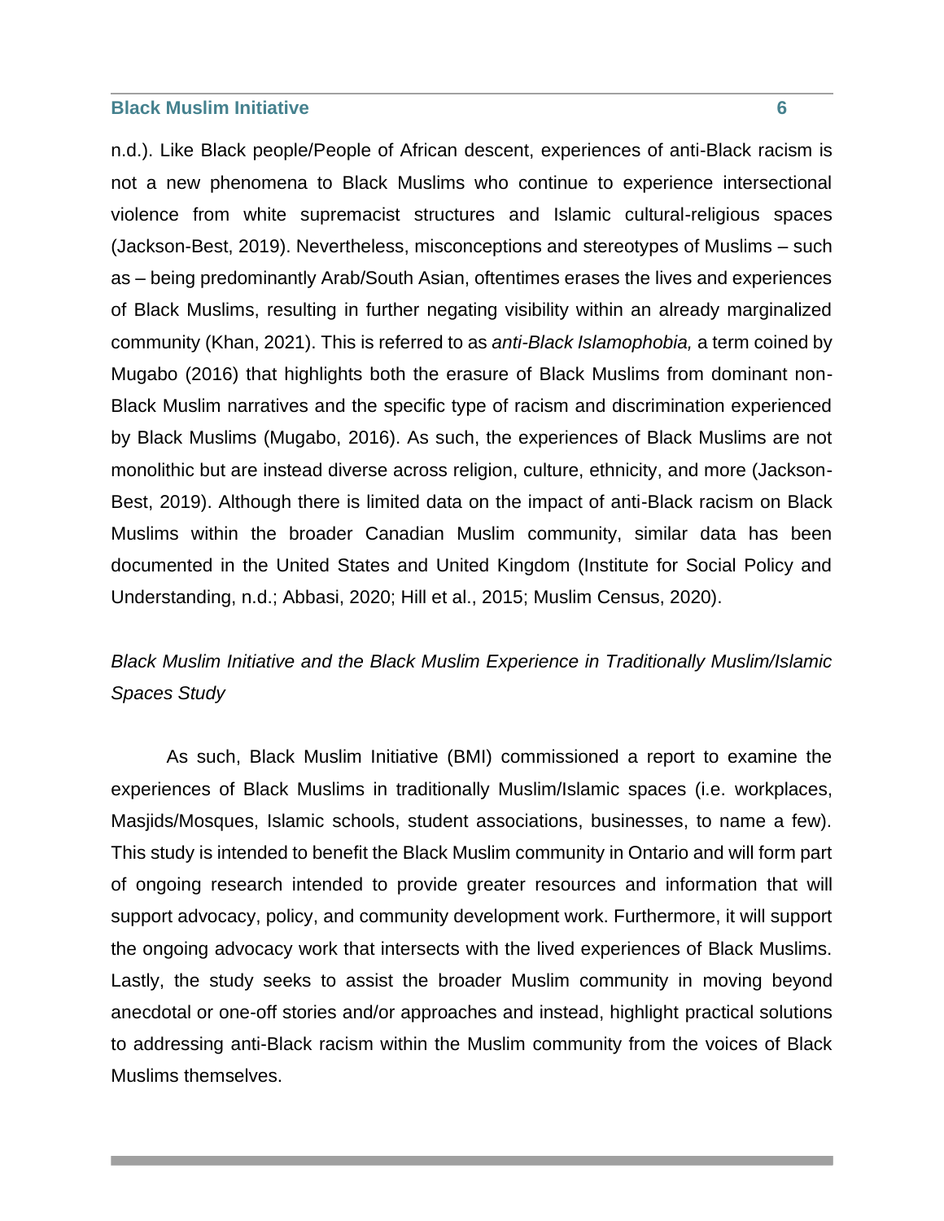n.d.). Like Black people/People of African descent, experiences of anti-Black racism is not a new phenomena to Black Muslims who continue to experience intersectional violence from white supremacist structures and Islamic cultural-religious spaces (Jackson-Best, 2019). Nevertheless, misconceptions and stereotypes of Muslims – such as – being predominantly Arab/South Asian, oftentimes erases the lives and experiences of Black Muslims, resulting in further negating visibility within an already marginalized community (Khan, 2021). This is referred to as *anti-Black Islamophobia,* a term coined by Mugabo (2016) that highlights both the erasure of Black Muslims from dominant non-Black Muslim narratives and the specific type of racism and discrimination experienced by Black Muslims (Mugabo, 2016). As such, the experiences of Black Muslims are not monolithic but are instead diverse across religion, culture, ethnicity, and more (Jackson-Best, 2019). Although there is limited data on the impact of anti-Black racism on Black Muslims within the broader Canadian Muslim community, similar data has been documented in the United States and United Kingdom (Institute for Social Policy and Understanding, n.d.; Abbasi, 2020; Hill et al., 2015; Muslim Census, 2020).

### *Black Muslim Initiative and the Black Muslim Experience in Traditionally Muslim/Islamic Spaces Study*

As such, Black Muslim Initiative (BMI) commissioned a report to examine the experiences of Black Muslims in traditionally Muslim/Islamic spaces (i.e. workplaces, Masjids/Mosques, Islamic schools, student associations, businesses, to name a few). This study is intended to benefit the Black Muslim community in Ontario and will form part of ongoing research intended to provide greater resources and information that will support advocacy, policy, and community development work. Furthermore, it will support the ongoing advocacy work that intersects with the lived experiences of Black Muslims. Lastly, the study seeks to assist the broader Muslim community in moving beyond anecdotal or one-off stories and/or approaches and instead, highlight practical solutions to addressing anti-Black racism within the Muslim community from the voices of Black Muslims themselves.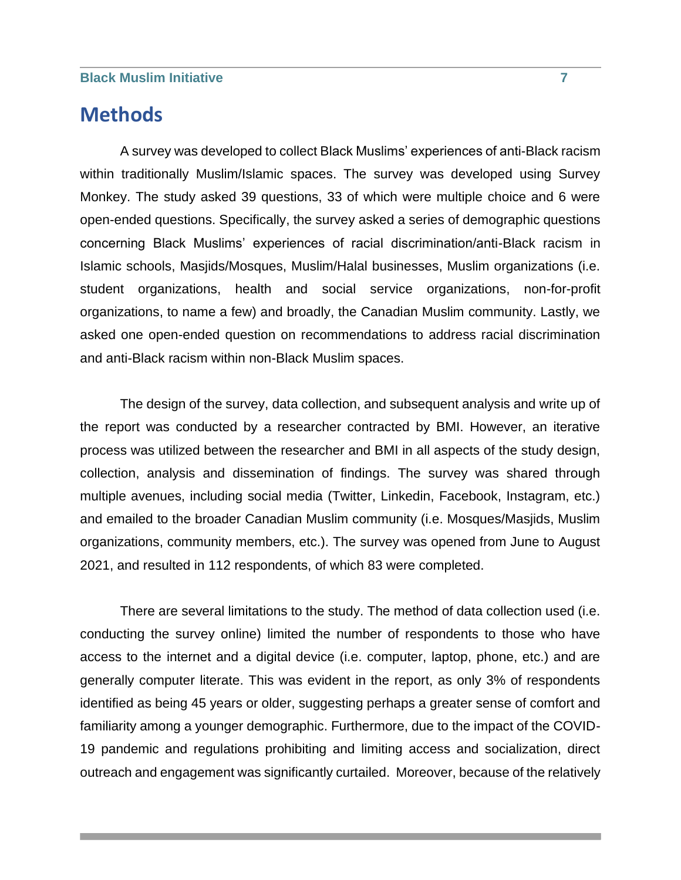# Methods

A survey was developed to collect Black Muslims' experiences of anti-Black racism within traditionally Muslim/Islamic spaces. The survey was developed using Survey Monkey. The study asked 39 questions, 33 of which were multiple choice and 6 were open-ended questions. Specifically, the survey asked a series of demographic questions concerning Black Muslims' experiences of racial discrimination/anti-Black racism in Islamic schools, Masjids/Mosques, Muslim/Halal businesses, Muslim organizations (i.e. student organizations, health and social service organizations, non-for-profit organizations, to name a few) and broadly, the Canadian Muslim community. Lastly, we asked one open-ended question on recommendations to address racial discrimination and anti-Black racism within non-Black Muslim spaces.

The design of the survey, data collection, and subsequent analysis and write up of the report was conducted by a researcher contracted by BMI. However, an iterative process was utilized between the researcher and BMI in all aspects of the study design, collection, analysis and dissemination of findings. The survey was shared through multiple avenues, including social media (Twitter, Linkedin, Facebook, Instagram, etc.) and emailed to the broader Canadian Muslim community (i.e. Mosques/Masjids, Muslim organizations, community members, etc.). The survey was opened from June to August 2021, and resulted in 112 respondents, of which 83 were completed.

There are several limitations to the study. The method of data collection used (i.e. conducting the survey online) limited the number of respondents to those who have access to the internet and a digital device (i.e. computer, laptop, phone, etc.) and are generally computer literate. This was evident in the report, as only 3% of respondents identified as being 45 years or older, suggesting perhaps a greater sense of comfort and familiarity among a younger demographic. Furthermore, due to the impact of the COVID-19 pandemic and regulations prohibiting and limiting access and socialization, direct outreach and engagement was significantly curtailed. Moreover, because of the relatively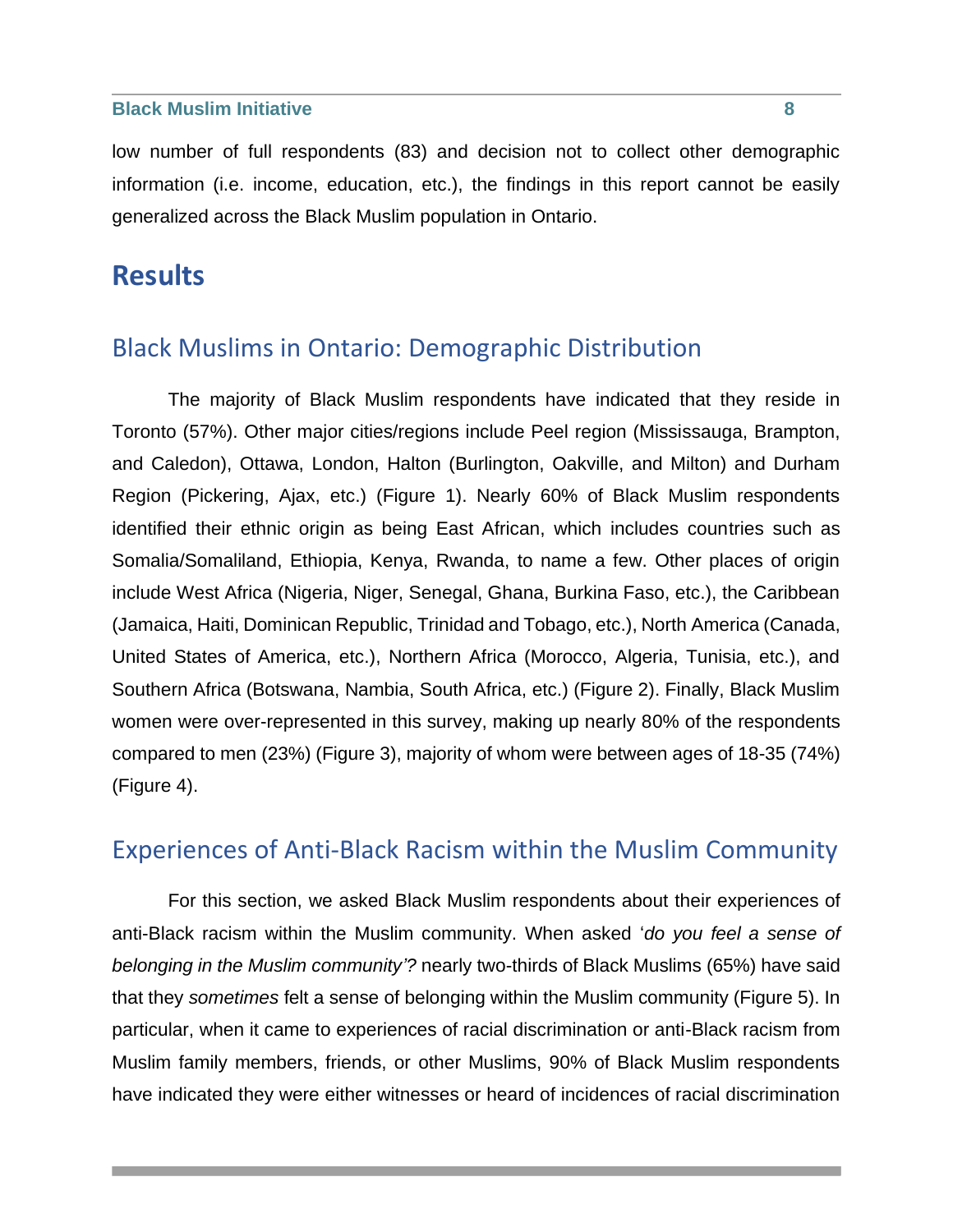low number of full respondents (83) and decision not to collect other demographic information (i.e. income, education, etc.), the findings in this report cannot be easily generalized across the Black Muslim population in Ontario.

# Results

## Black Muslims in Ontario: Demographic Distribution

The majority of Black Muslim respondents have indicated that they reside in Toronto (57%). Other major cities/regions include Peel region (Mississauga, Brampton, and Caledon), Ottawa, London, Halton (Burlington, Oakville, and Milton) and Durham Region (Pickering, Ajax, etc.) (Figure 1). Nearly 60% of Black Muslim respondents identified their ethnic origin as being East African, which includes countries such as Somalia/Somaliland, Ethiopia, Kenya, Rwanda, to name a few. Other places of origin include West Africa (Nigeria, Niger, Senegal, Ghana, Burkina Faso, etc.), the Caribbean (Jamaica, Haiti, Dominican Republic, Trinidad and Tobago, etc.), North America (Canada, United States of America, etc.), Northern Africa (Morocco, Algeria, Tunisia, etc.), and Southern Africa (Botswana, Nambia, South Africa, etc.) (Figure 2). Finally, Black Muslim women were over-represented in this survey, making up nearly 80% of the respondents compared to men (23%) (Figure 3), majority of whom were between ages of 18-35 (74%) (Figure 4).

## Experiences of Anti-Black Racism within the Muslim Community

For this section, we asked Black Muslim respondents about their experiences of anti-Black racism within the Muslim community. When asked '*do you feel a sense of belonging in the Muslim community'?* nearly two-thirds of Black Muslims (65%) have said that they *sometimes* felt a sense of belonging within the Muslim community (Figure 5). In particular, when it came to experiences of racial discrimination or anti-Black racism from Muslim family members, friends, or other Muslims, 90% of Black Muslim respondents have indicated they were either witnesses or heard of incidences of racial discrimination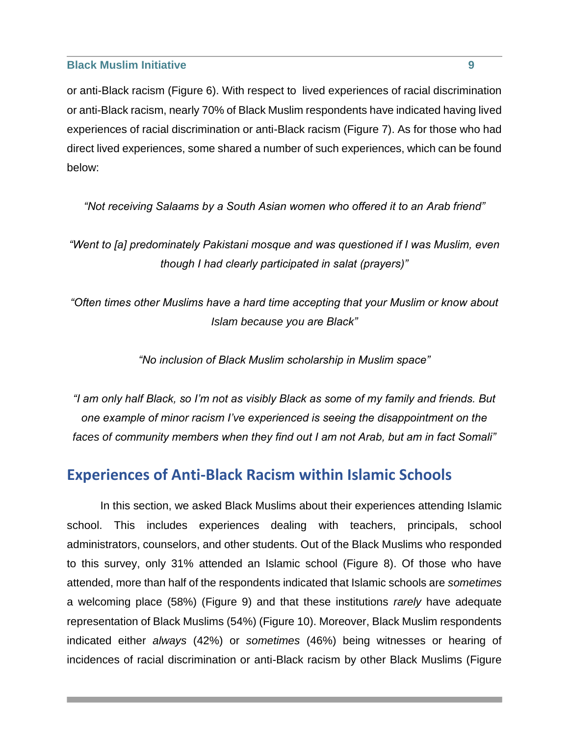or anti-Black racism (Figure 6). With respect to lived experiences of racial discrimination or anti-Black racism, nearly 70% of Black Muslim respondents have indicated having lived experiences of racial discrimination or anti-Black racism (Figure 7). As for those who had direct lived experiences, some shared a number of such experiences, which can be found below:

*"Not receiving Salaams by a South Asian women who offered it to an Arab friend"*

*"Went to [a] predominately Pakistani mosque and was questioned if I was Muslim, even though I had clearly participated in salat (prayers)"*

*"Often times other Muslims have a hard time accepting that your Muslim or know about Islam because you are Black"*

*"No inclusion of Black Muslim scholarship in Muslim space"*

*"I am only half Black, so I'm not as visibly Black as some of my family and friends. But one example of minor racism I've experienced is seeing the disappointment on the faces of community members when they find out I am not Arab, but am in fact Somali"*

## Experiences of Anti-Black Racism within Islamic Schools

In this section, we asked Black Muslims about their experiences attending Islamic school. This includes experiences dealing with teachers, principals, school administrators, counselors, and other students. Out of the Black Muslims who responded to this survey, only 31% attended an Islamic school (Figure 8). Of those who have attended, more than half of the respondents indicated that Islamic schools are *sometimes* a welcoming place (58%) (Figure 9) and that these institutions *rarely* have adequate representation of Black Muslims (54%) (Figure 10). Moreover, Black Muslim respondents indicated either *always* (42%) or *sometimes* (46%) being witnesses or hearing of incidences of racial discrimination or anti-Black racism by other Black Muslims (Figure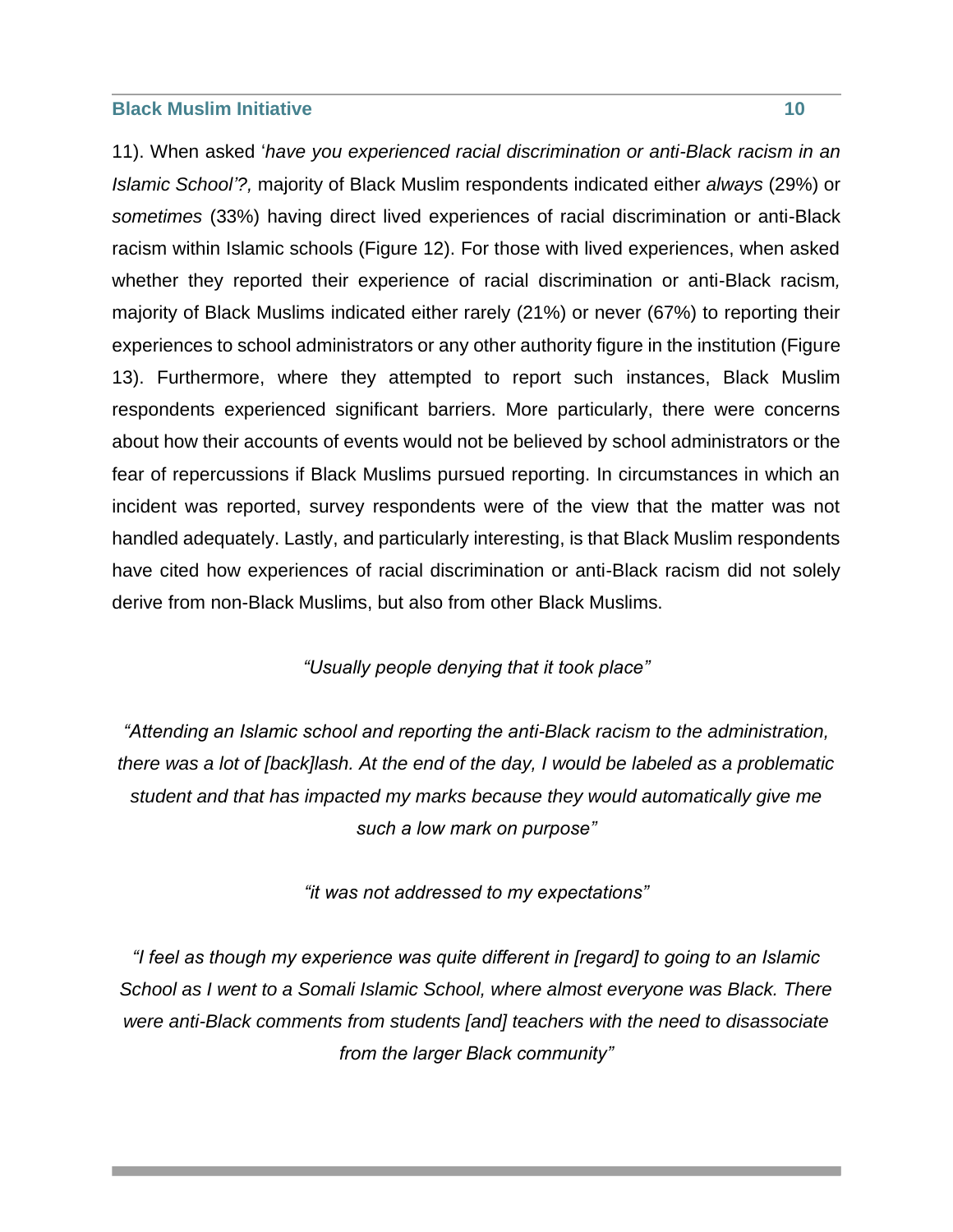11). When asked '*have you experienced racial discrimination or anti-Black racism in an Islamic School'?,* majority of Black Muslim respondents indicated either *always* (29%) or *sometimes* (33%) having direct lived experiences of racial discrimination or anti-Black racism within Islamic schools (Figure 12). For those with lived experiences, when asked whether they reported their experience of racial discrimination or anti-Black racism, majority of Black Muslims indicated either rarely (21%) or never (67%) to reporting their experiences to school administrators or any other authority figure in the institution (Figure 13). Furthermore, where they attempted to report such instances, Black Muslim respondents experienced significant barriers. More particularly, there were concerns about how their accounts of events would not be believed by school administrators or the fear of repercussions if Black Muslims pursued reporting. In circumstances in which an incident was reported, survey respondents were of the view that the matter was not handled adequately. Lastly, and particularly interesting, is that Black Muslim respondents have cited how experiences of racial discrimination or anti-Black racism did not solely derive from non-Black Muslims, but also from other Black Muslims.

*"Usually people denying that it took place"*

*"Attending an Islamic school and reporting the anti-Black racism to the administration, there was a lot of [back]lash. At the end of the day, I would be labeled as a problematic student and that has impacted my marks because they would automatically give me such a low mark on purpose"*

*"it was not addressed to my expectations"*

*"I feel as though my experience was quite different in [regard] to going to an Islamic School as I went to a Somali Islamic School, where almost everyone was Black. There were anti-Black comments from students [and] teachers with the need to disassociate from the larger Black community"*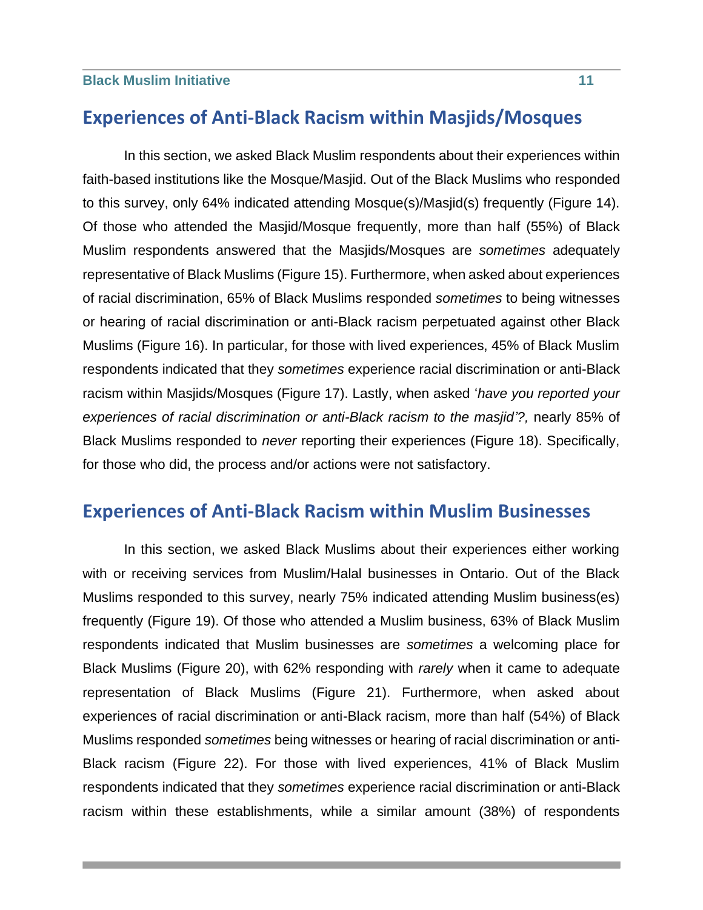## Experiences of Anti-Black Racism within Masjids/Mosques

In this section, we asked Black Muslim respondents about their experiences within faith-based institutions like the Mosque/Masjid. Out of the Black Muslims who responded to this survey, only 64% indicated attending Mosque(s)/Masjid(s) frequently (Figure 14). Of those who attended the Masjid/Mosque frequently, more than half (55%) of Black Muslim respondents answered that the Masjids/Mosques are *sometimes* adequately representative of Black Muslims (Figure 15). Furthermore, when asked about experiences of racial discrimination, 65% of Black Muslims responded *sometimes* to being witnesses or hearing of racial discrimination or anti-Black racism perpetuated against other Black Muslims (Figure 16). In particular, for those with lived experiences, 45% of Black Muslim respondents indicated that they *sometimes* experience racial discrimination or anti-Black racism within Masjids/Mosques (Figure 17). Lastly, when asked '*have you reported your experiences of racial discrimination or anti-Black racism to the masjid'?,* nearly 85% of Black Muslims responded to *never* reporting their experiences (Figure 18). Specifically, for those who did, the process and/or actions were not satisfactory.

## Experiences of Anti-Black Racism within Muslim Businesses

In this section, we asked Black Muslims about their experiences either working with or receiving services from Muslim/Halal businesses in Ontario. Out of the Black Muslims responded to this survey, nearly 75% indicated attending Muslim business(es) frequently (Figure 19). Of those who attended a Muslim business, 63% of Black Muslim respondents indicated that Muslim businesses are *sometimes* a welcoming place for Black Muslims (Figure 20), with 62% responding with *rarely* when it came to adequate representation of Black Muslims (Figure 21). Furthermore, when asked about experiences of racial discrimination or anti-Black racism, more than half (54%) of Black Muslims responded *sometimes* being witnesses or hearing of racial discrimination or anti-Black racism (Figure 22). For those with lived experiences, 41% of Black Muslim respondents indicated that they *sometimes* experience racial discrimination or anti-Black racism within these establishments, while a similar amount (38%) of respondents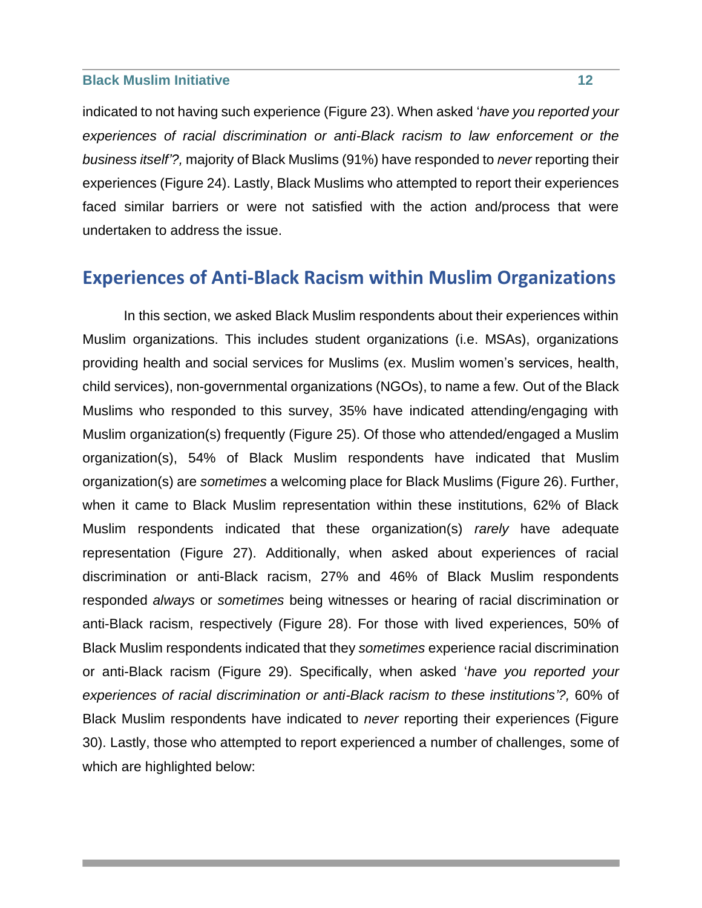indicated to not having such experience (Figure 23). When asked '*have you reported your experiences of racial discrimination or anti-Black racism to law enforcement or the business itself'?,* majority of Black Muslims (91%) have responded to *never* reporting their experiences (Figure 24). Lastly, Black Muslims who attempted to report their experiences faced similar barriers or were not satisfied with the action and/process that were undertaken to address the issue.

## Experiences of Anti-Black Racism within Muslim Organizations

In this section, we asked Black Muslim respondents about their experiences within Muslim organizations. This includes student organizations (i.e. MSAs), organizations providing health and social services for Muslims (ex. Muslim women's services, health, child services), non-governmental organizations (NGOs), to name a few. Out of the Black Muslims who responded to this survey, 35% have indicated attending/engaging with Muslim organization(s) frequently (Figure 25). Of those who attended/engaged a Muslim organization(s), 54% of Black Muslim respondents have indicated that Muslim organization(s) are *sometimes* a welcoming place for Black Muslims (Figure 26). Further, when it came to Black Muslim representation within these institutions, 62% of Black Muslim respondents indicated that these organization(s) *rarely* have adequate representation (Figure 27). Additionally, when asked about experiences of racial discrimination or anti-Black racism, 27% and 46% of Black Muslim respondents responded *always* or *sometimes* being witnesses or hearing of racial discrimination or anti-Black racism, respectively (Figure 28). For those with lived experiences, 50% of Black Muslim respondents indicated that they *sometimes* experience racial discrimination or anti-Black racism (Figure 29). Specifically, when asked '*have you reported your experiences of racial discrimination or anti-Black racism to these institutions'?,* 60% of Black Muslim respondents have indicated to *never* reporting their experiences (Figure 30). Lastly, those who attempted to report experienced a number of challenges, some of which are highlighted below: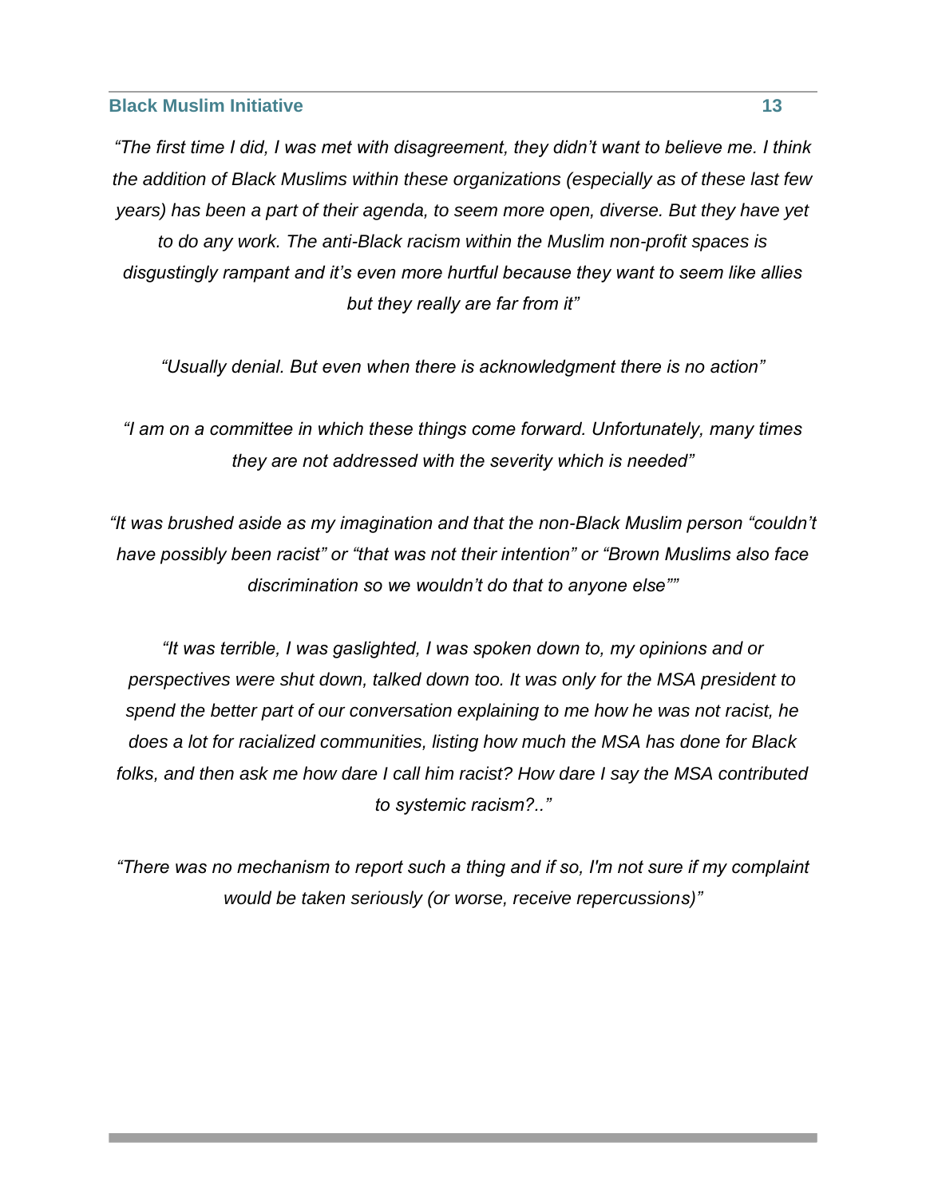*“The first time I did, I was met with disagreement, they didn’t want to believe me. I think the addition of Black Muslims within these organizations (especially as of these last few years) has been a part of their agenda, to seem more open, diverse. But they have yet to do any work. The anti-Black racism within the Muslim non-profit spaces is disgustingly rampant and it’s even more hurtful because they want to seem like allies but they really are far from it”*

*“Usually denial. But even when there is acknowledgment there is no action”*

*“I am on a committee in which these things come forward. Unfortunately, many times they are not addressed with the severity which is needed”*

*“It was brushed aside as my imagination and that the non-Black Muslim person “couldn’t have possibly been racist” or “that was not their intention” or “Brown Muslims also face discrimination so we wouldn’t do that to anyone else””*

*“It was terrible, I was gaslighted, I was spoken down to, my opinions and or perspectives were shut down, talked down too. It was only for the MSA president to spend the better part of our conversation explaining to me how he was not racist, he does a lot for racialized communities, listing how much the MSA has done for Black folks, and then ask me how dare I call him racist? How dare I say the MSA contributed to systemic racism?..”*

*“There was no mechanism to report such a thing and if so, I'm not sure if my complaint would be taken seriously (or worse, receive repercussions)”*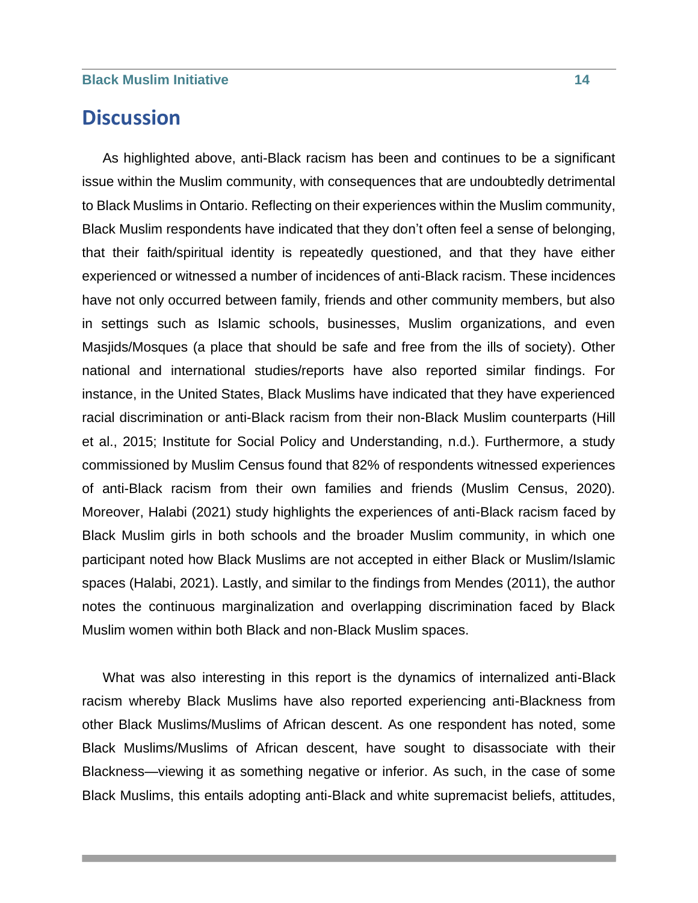# Discussion

As highlighted above, anti-Black racism has been and continues to be a significant issue within the Muslim community, with consequences that are undoubtedly detrimental to Black Muslims in Ontario. Reflecting on their experiences within the Muslim community, Black Muslim respondents have indicated that they don't often feel a sense of belonging, that their faith/spiritual identity is repeatedly questioned, and that they have either experienced or witnessed a number of incidences of anti-Black racism. These incidences have not only occurred between family, friends and other community members, but also in settings such as Islamic schools, businesses, Muslim organizations, and even Masjids/Mosques (a place that should be safe and free from the ills of society). Other national and international studies/reports have also reported similar findings. For instance, in the United States, Black Muslims have indicated that they have experienced racial discrimination or anti-Black racism from their non-Black Muslim counterparts (Hill et al., 2015; Institute for Social Policy and Understanding, n.d.). Furthermore, a study commissioned by Muslim Census found that 82% of respondents witnessed experiences of anti-Black racism from their own families and friends (Muslim Census, 2020). Moreover, Halabi (2021) study highlights the experiences of anti-Black racism faced by Black Muslim girls in both schools and the broader Muslim community, in which one participant noted how Black Muslims are not accepted in either Black or Muslim/Islamic spaces (Halabi, 2021). Lastly, and similar to the findings from Mendes (2011), the author notes the continuous marginalization and overlapping discrimination faced by Black Muslim women within both Black and non-Black Muslim spaces.

What was also interesting in this report is the dynamics of internalized anti-Black racism whereby Black Muslims have also reported experiencing anti-Blackness from other Black Muslims/Muslims of African descent. As one respondent has noted, some Black Muslims/Muslims of African descent, have sought to disassociate with their Blackness—viewing it as something negative or inferior. As such, in the case of some Black Muslims, this entails adopting anti-Black and white supremacist beliefs, attitudes,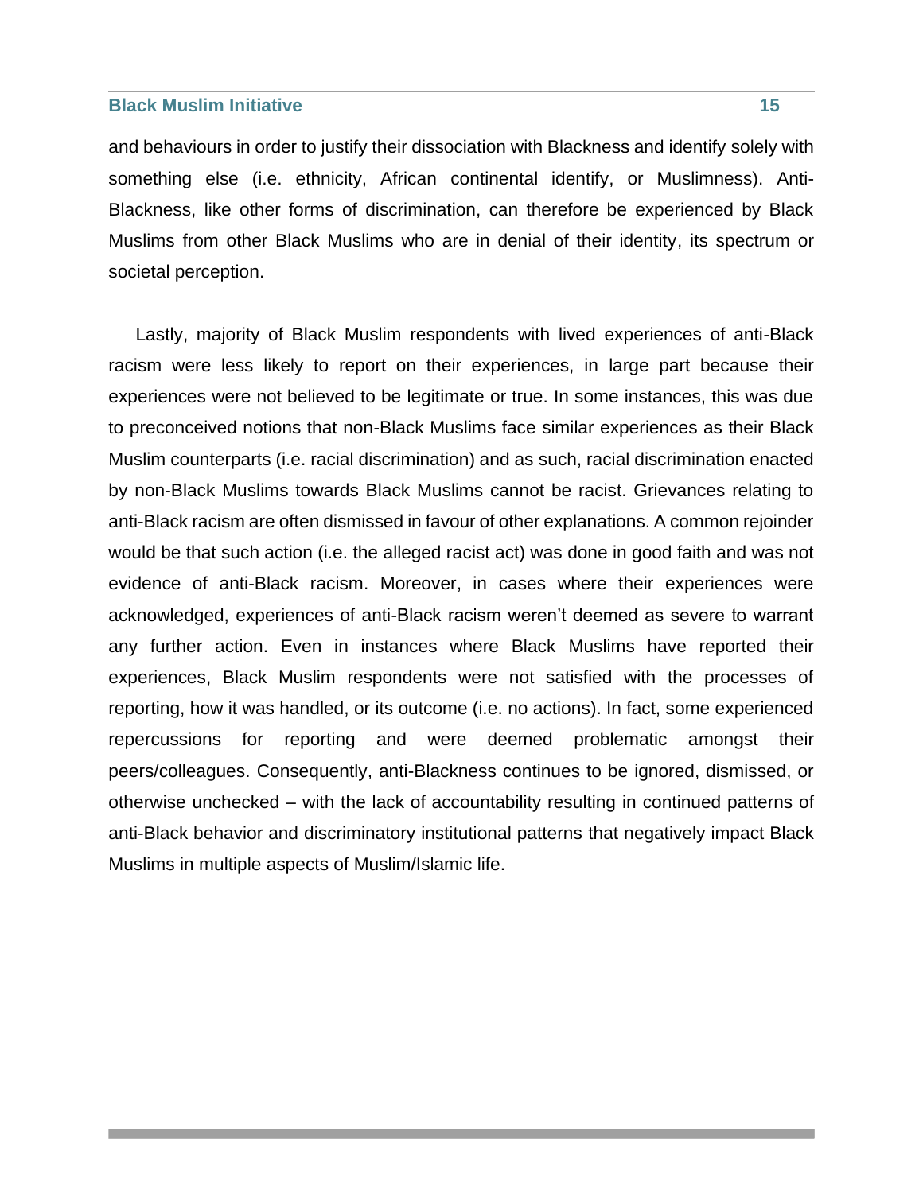and behaviours in order to justify their dissociation with Blackness and identify solely with something else (i.e. ethnicity, African continental identify, or Muslimness). Anti-Blackness, like other forms of discrimination, can therefore be experienced by Black Muslims from other Black Muslims who are in denial of their identity, its spectrum or societal perception.

Lastly, majority of Black Muslim respondents with lived experiences of anti-Black racism were less likely to report on their experiences, in large part because their experiences were not believed to be legitimate or true. In some instances, this was due to preconceived notions that non-Black Muslims face similar experiences as their Black Muslim counterparts (i.e. racial discrimination) and as such, racial discrimination enacted by non-Black Muslims towards Black Muslims cannot be racist. Grievances relating to anti-Black racism are often dismissed in favour of other explanations. A common rejoinder would be that such action (i.e. the alleged racist act) was done in good faith and was not evidence of anti-Black racism. Moreover, in cases where their experiences were acknowledged, experiences of anti-Black racism weren't deemed as severe to warrant any further action. Even in instances where Black Muslims have reported their experiences, Black Muslim respondents were not satisfied with the processes of reporting, how it was handled, or its outcome (i.e. no actions). In fact, some experienced repercussions for reporting and were deemed problematic amongst their peers/colleagues. Consequently, anti-Blackness continues to be ignored, dismissed, or otherwise unchecked – with the lack of accountability resulting in continued patterns of anti-Black behavior and discriminatory institutional patterns that negatively impact Black Muslims in multiple aspects of Muslim/Islamic life.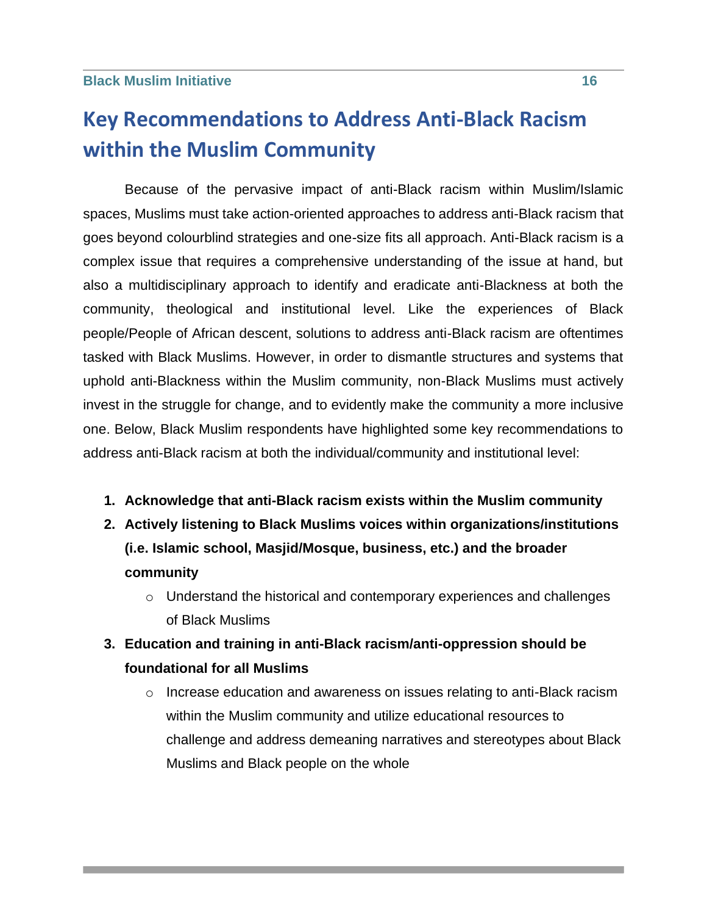# Key Recommendations to Address Anti-Black Racism within the Muslim Community

Because of the pervasive impact of anti-Black racism within Muslim/Islamic spaces, Muslims must take action-oriented approaches to address anti-Black racism that goes beyond colourblind strategies and one-size fits all approach. Anti-Black racism is a complex issue that requires a comprehensive understanding of the issue at hand, but also a multidisciplinary approach to identify and eradicate anti-Blackness at both the community, theological and institutional level. Like the experiences of Black people/People of African descent, solutions to address anti-Black racism are oftentimes tasked with Black Muslims. However, in order to dismantle structures and systems that uphold anti-Blackness within the Muslim community, non-Black Muslims must actively invest in the struggle for change, and to evidently make the community a more inclusive one. Below, Black Muslim respondents have highlighted some key recommendations to address anti-Black racism at both the individual/community and institutional level:

1. **Acknowledge that anti-Black racism exists within the Muslim community**
2. **Actively listening to Black Muslims voices within organizations/institutions (i.e. Islamic school, Masjid/Mosque, business, etc.) and the broader community**
   - Understand the historical and contemporary experiences and challenges of Black Muslims
3. **Education and training in anti-Black racism/anti-oppression should be foundational for all Muslims**
   - Increase education and awareness on issues relating to anti-Black racism within the Muslim community and utilize educational resources to challenge and address demeaning narratives and stereotypes about Black Muslims and Black people on the whole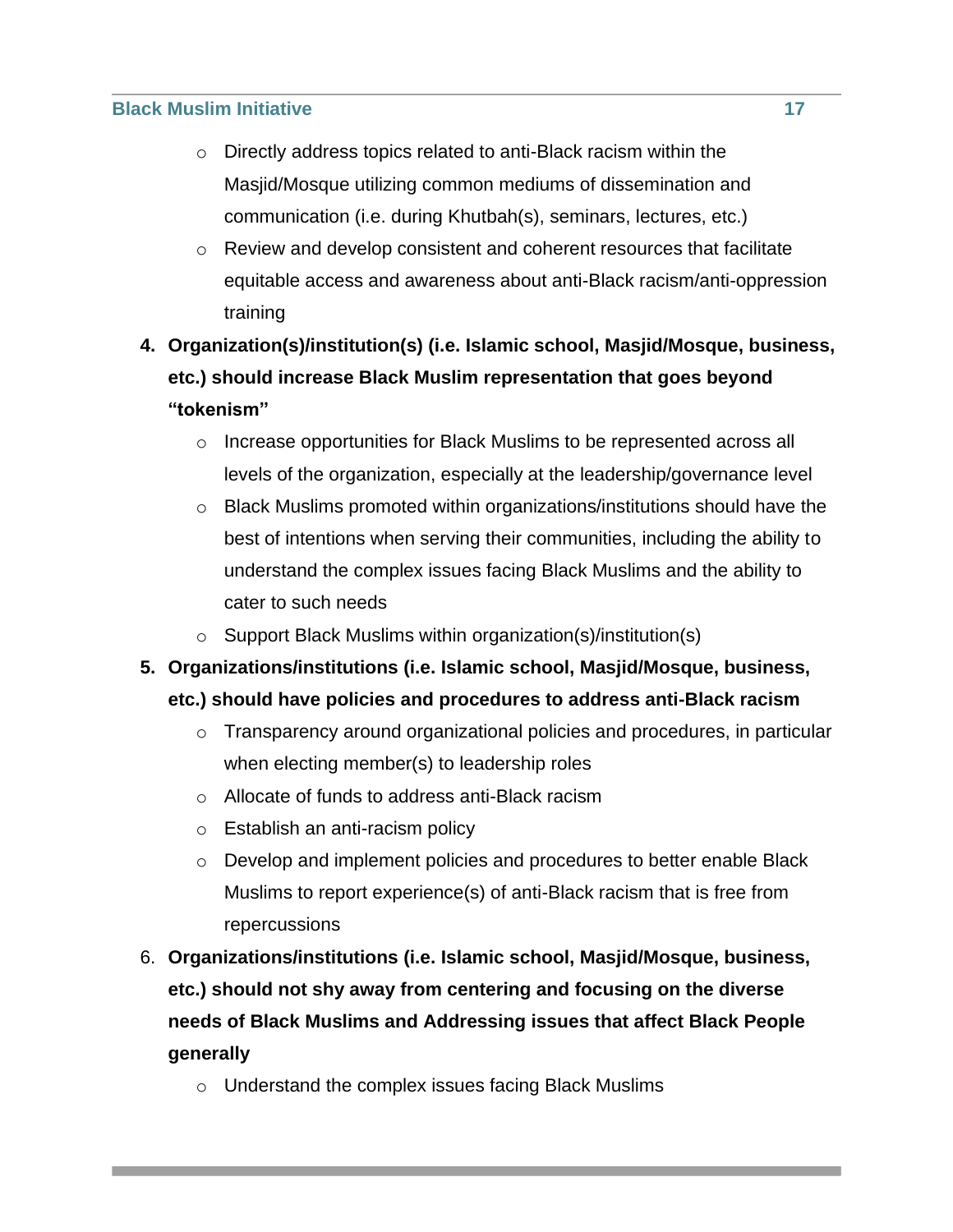- Directly address topics related to anti-Black racism within the Masjid/Mosque utilizing common mediums of dissemination and communication (i.e. during Khutbah(s), seminars, lectures, etc.)
- Review and develop consistent and coherent resources that facilitate equitable access and awareness about anti-Black racism/anti-oppression training

4. **Organization(s)/institution(s) (i.e. Islamic school, Masjid/Mosque, business, etc.) should increase Black Muslim representation that goes beyond "tokenism"**
    - Increase opportunities for Black Muslims to be represented across all levels of the organization, especially at the leadership/governance level
    - Black Muslims promoted within organizations/institutions should have the best of intentions when serving their communities, including the ability to understand the complex issues facing Black Muslims and the ability to cater to such needs
    - Support Black Muslims within organization(s)/institution(s)
5. **Organizations/institutions (i.e. Islamic school, Masjid/Mosque, business, etc.) should have policies and procedures to address anti-Black racism**
    - Transparency around organizational policies and procedures, in particular when electing member(s) to leadership roles
    - Allocate of funds to address anti-Black racism
    - Establish an anti-racism policy
    - Develop and implement policies and procedures to better enable Black Muslims to report experience(s) of anti-Black racism that is free from repercussions
6. **Organizations/institutions (i.e. Islamic school, Masjid/Mosque, business, etc.) should not shy away from centering and focusing on the diverse needs of Black Muslims and Addressing issues that affect Black People generally**
    - Understand the complex issues facing Black Muslims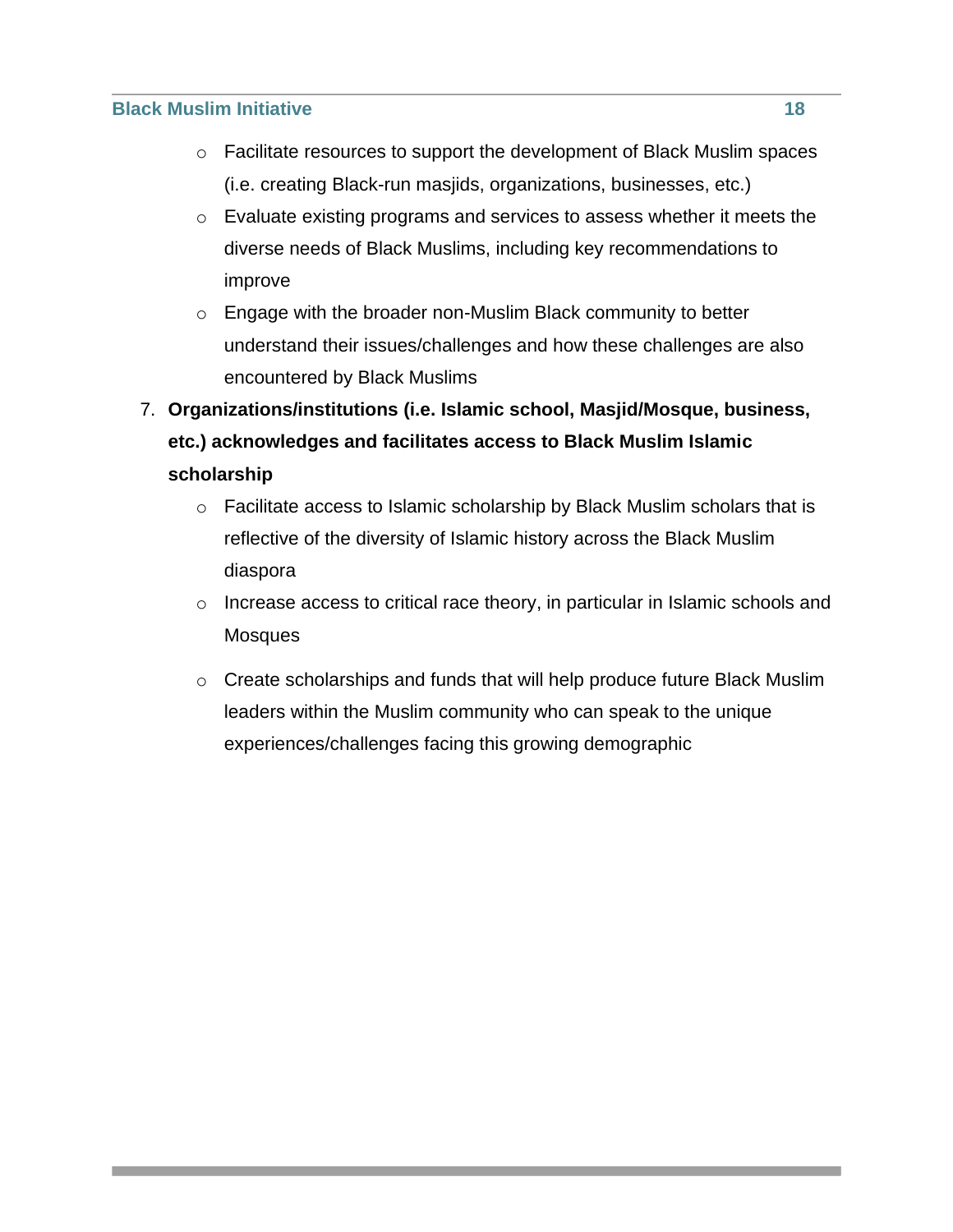- Facilitate resources to support the development of Black Muslim spaces (i.e. creating Black-run masjids, organizations, businesses, etc.)
  - Evaluate existing programs and services to assess whether it meets the diverse needs of Black Muslims, including key recommendations to improve
  - Engage with the broader non-Muslim Black community to better understand their issues/challenges and how these challenges are also encountered by Black Muslims

7. **Organizations/institutions (i.e. Islamic school, Masjid/Mosque, business, etc.) acknowledges and facilitates access to Black Muslim Islamic scholarship**
   - Facilitate access to Islamic scholarship by Black Muslim scholars that is reflective of the diversity of Islamic history across the Black Muslim diaspora
   - Increase access to critical race theory, in particular in Islamic schools and Mosques
   - Create scholarships and funds that will help produce future Black Muslim leaders within the Muslim community who can speak to the unique experiences/challenges facing this growing demographic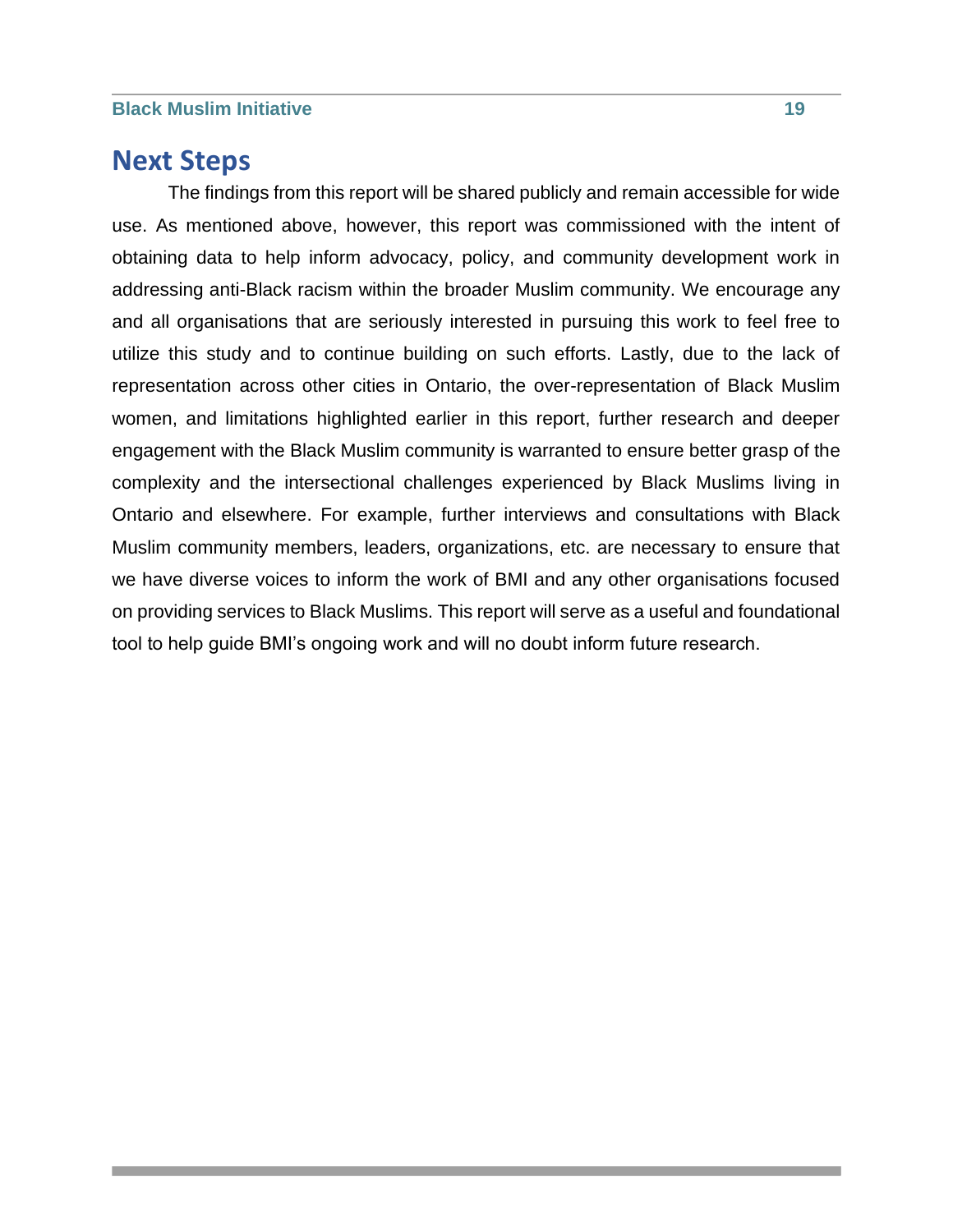## Next Steps

The findings from this report will be shared publicly and remain accessible for wide use. As mentioned above, however, this report was commissioned with the intent of obtaining data to help inform advocacy, policy, and community development work in addressing anti-Black racism within the broader Muslim community. We encourage any and all organisations that are seriously interested in pursuing this work to feel free to utilize this study and to continue building on such efforts. Lastly, due to the lack of representation across other cities in Ontario, the over-representation of Black Muslim women, and limitations highlighted earlier in this report, further research and deeper engagement with the Black Muslim community is warranted to ensure better grasp of the complexity and the intersectional challenges experienced by Black Muslims living in Ontario and elsewhere. For example, further interviews and consultations with Black Muslim community members, leaders, organizations, etc. are necessary to ensure that we have diverse voices to inform the work of BMI and any other organisations focused on providing services to Black Muslims. This report will serve as a useful and foundational tool to help guide BMI's ongoing work and will no doubt inform future research.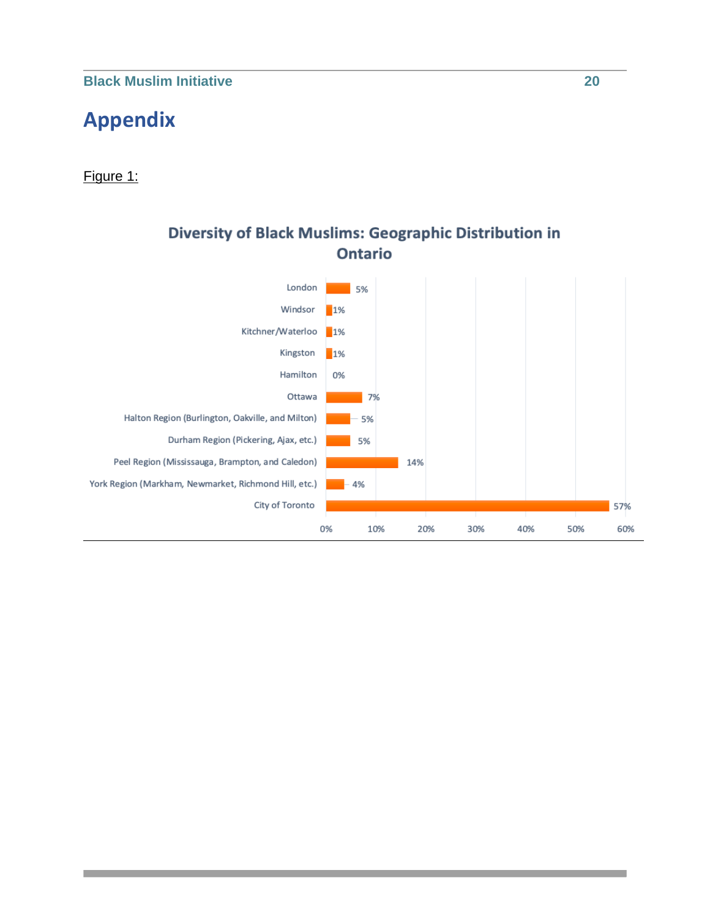# Appendix

Figure 1:

**Diversity of Black Muslims: Geographic Distribution in Ontario**

| Region | Percentage |
|---|---|
| London | 5% |
| Windsor | 1% |
| Kitchner/Waterloo | 1% |
| Kingston | 1% |
| Hamilton | 0% |
| Ottawa | 7% |
| Halton Region (Burlington, Oakville, and Milton) | 5% |
| Durham Region (Pickering, Ajax, etc.) | 5% |
| Peel Region (Mississauga, Brampton, and Caledon) | 14% |
| York Region (Markham, Newmarket, Richmond Hill, etc.) | 4% |
| City of Toronto | 57% |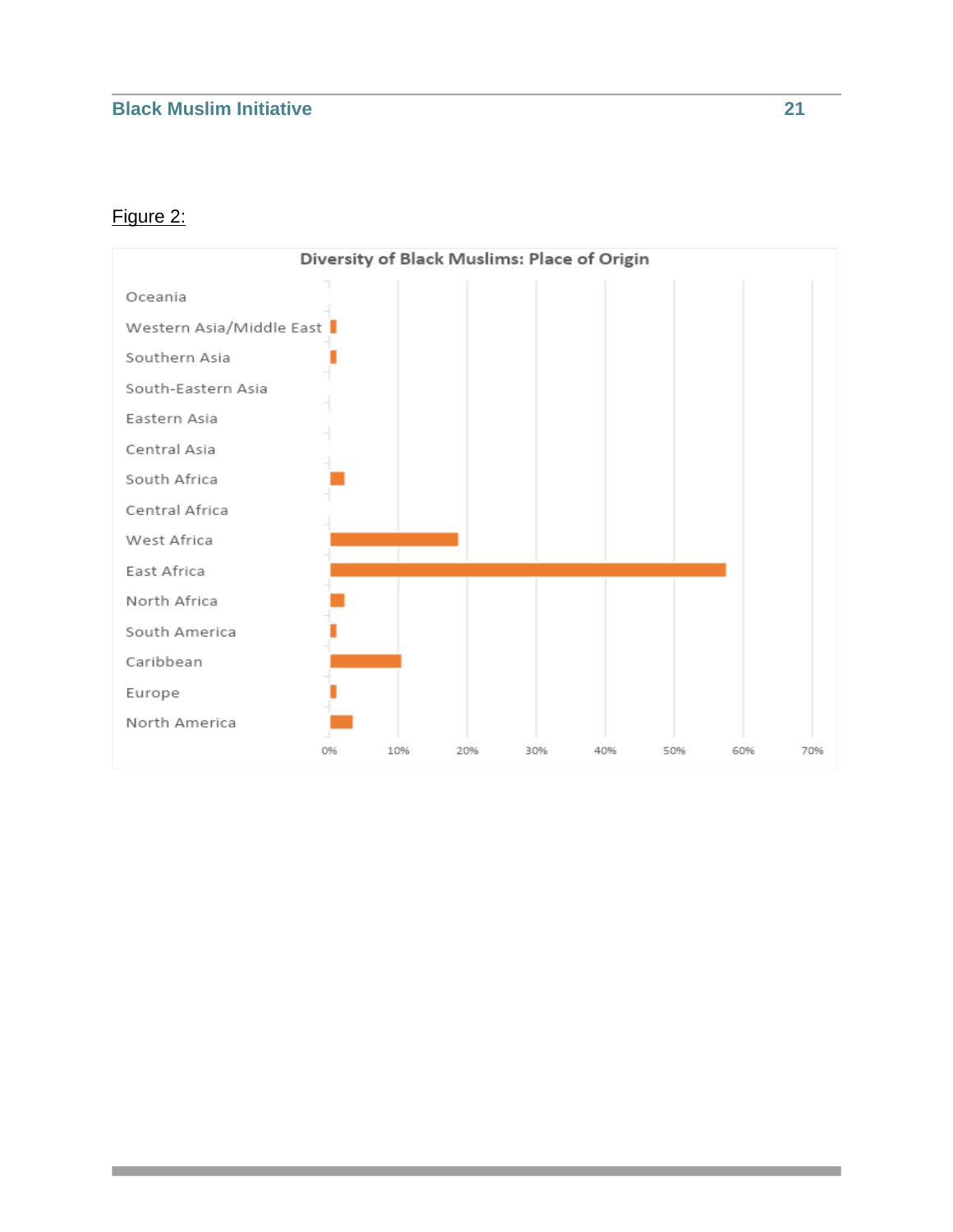Figure 2:

**Diversity of Black Muslims: Place of Origin**

Oceania
Western Asia/Middle East
Southern Asia
South-Eastern Asia
Eastern Asia
Central Asia
South Africa
Central Africa
West Africa
East Africa
North Africa
South America
Caribbean
Europe
North America

0% 10% 20% 30% 40% 50% 60% 70%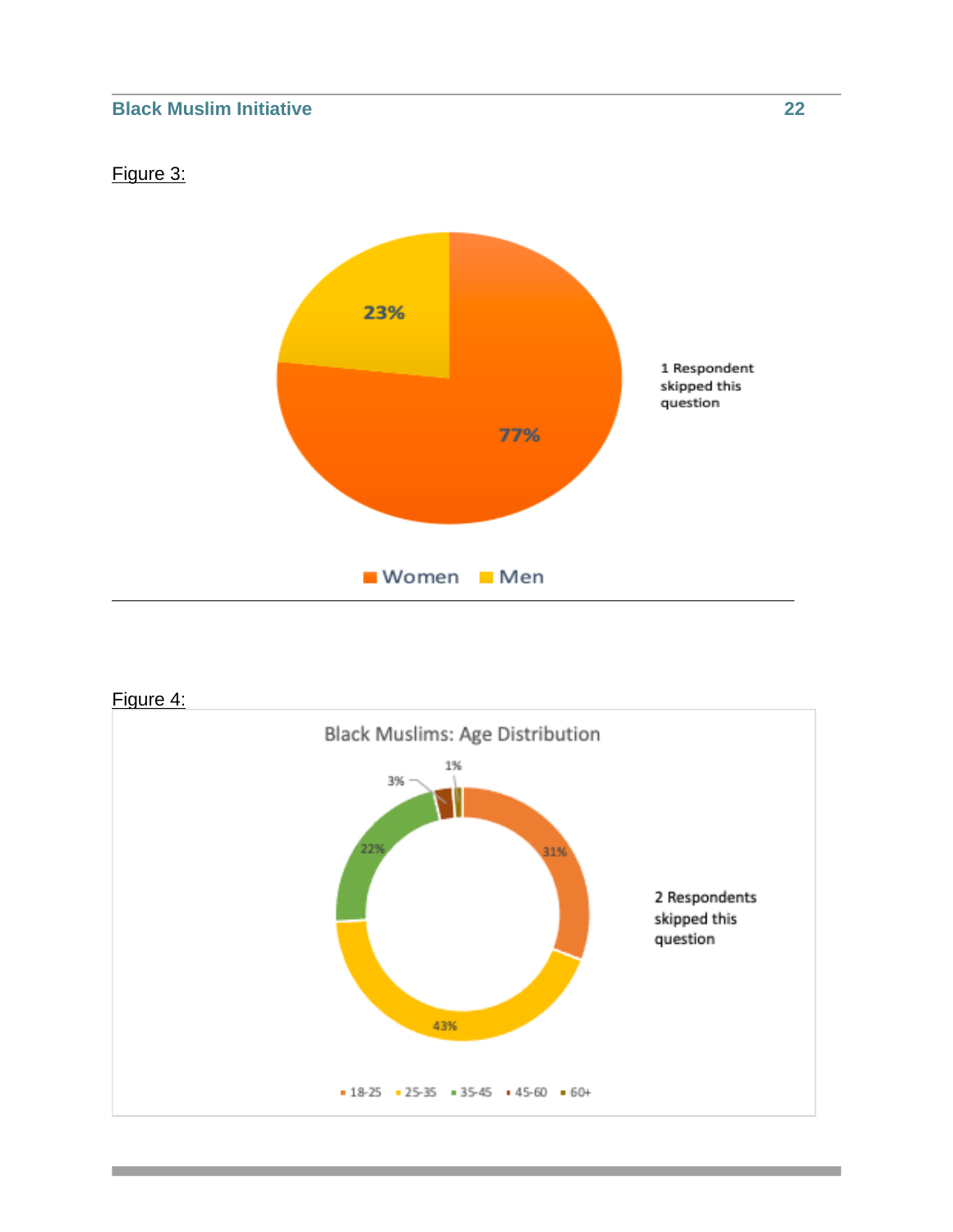Figure 3:

23%

77%

1 Respondent skipped this question

Women Men

Figure 4:

Black Muslims: Age Distribution

1%

3%

22%

31%

43%

2 Respondents skipped this question

18-25 25-35 35-45 45-60 60+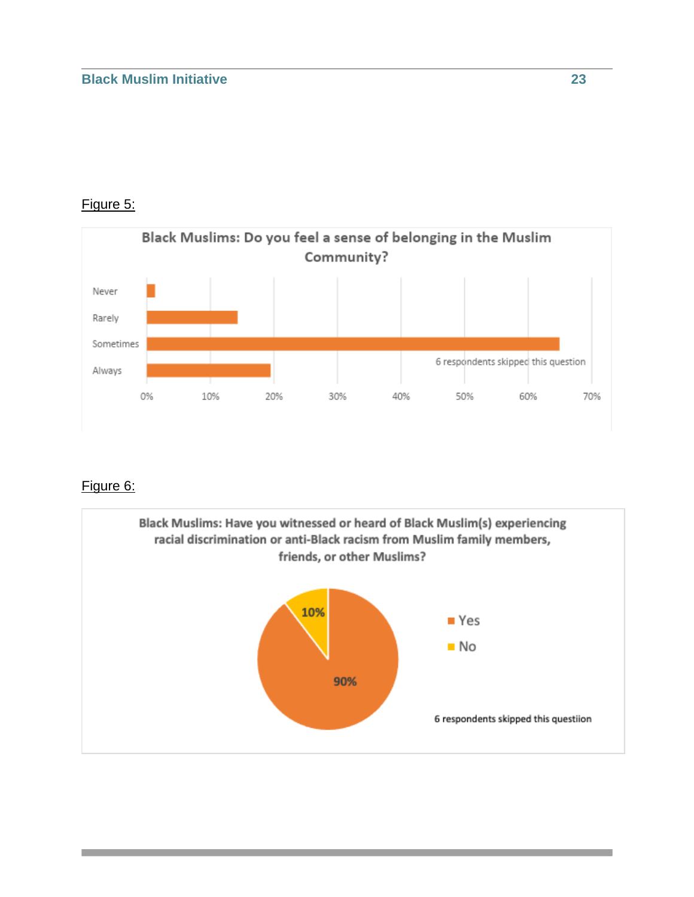Figure 5:

**Black Muslims: Do you feel a sense of belonging in the Muslim Community?**

Never

Rarely

Sometimes

Always

0% 10% 20% 30% 40% 50% 60% 70%

6 respondents skipped this question

Figure 6:

**Black Muslims: Have you witnessed or heard of Black Muslim(s) experiencing racial discrimination or anti-Black racism from Muslim family members, friends, or other Muslims?**

10%

90%

Yes

No

6 respondents skipped this questiion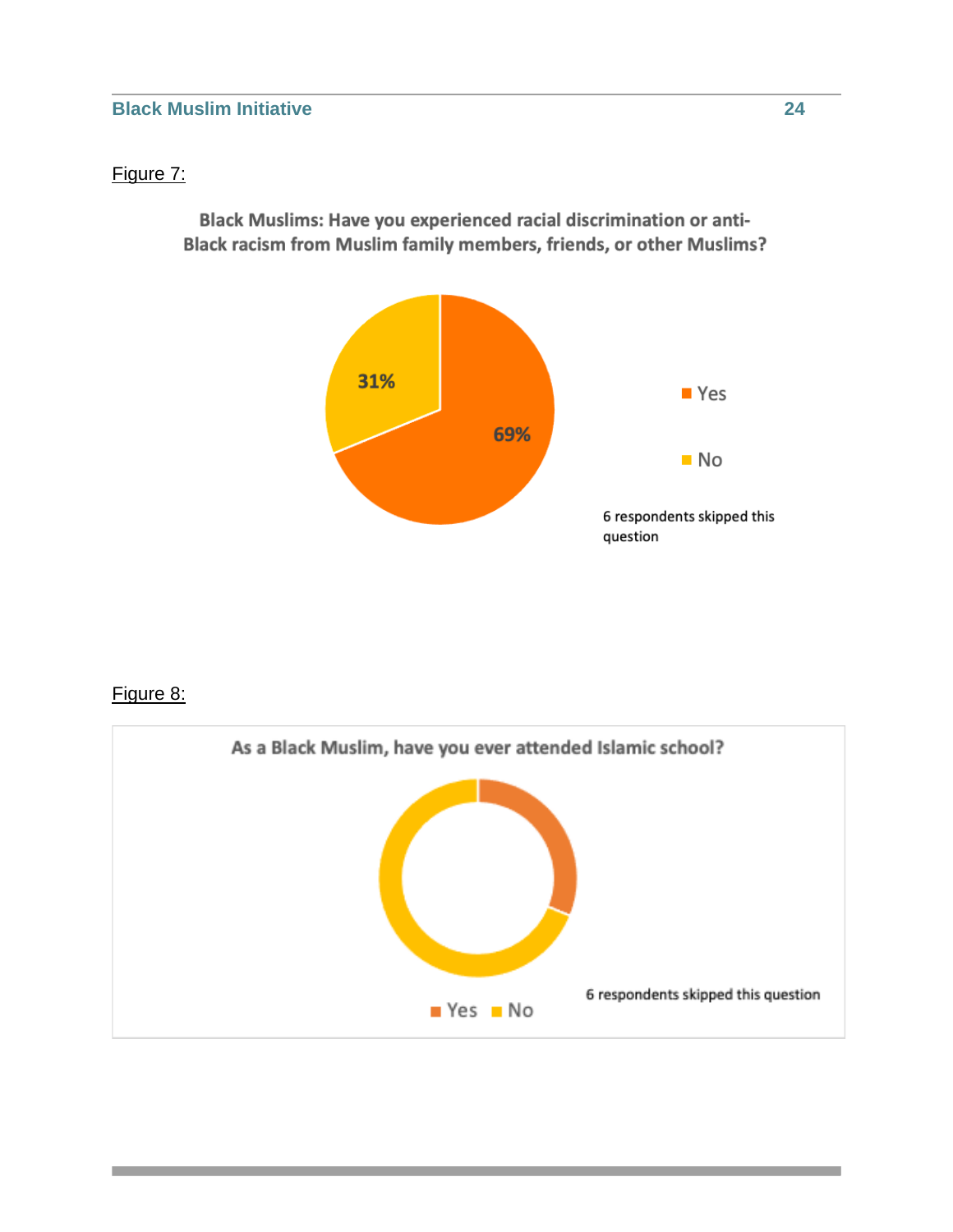Figure 7:

**Black Muslims: Have you experienced racial discrimination or anti-Black racism from Muslim family members, friends, or other Muslims?**

31%

69%

Yes

No

6 respondents skipped this question

Figure 8:

**As a Black Muslim, have you ever attended Islamic school?**

6 respondents skipped this question

Yes No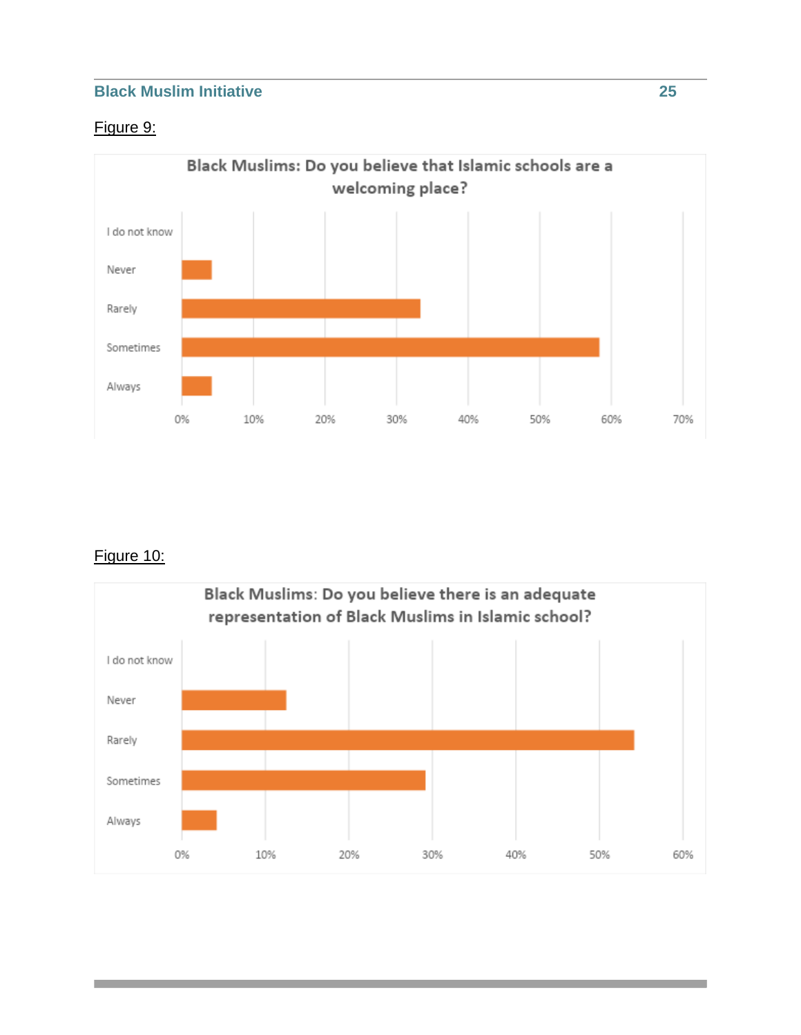Figure 9:

**Black Muslims: Do you believe that Islamic schools are a welcoming place?**

| Response | Percentage |
|---|---|
| I do not know | 0% |
| Never | ~4% |
| Rarely | ~33% |
| Sometimes | ~58% |
| Always | ~4% |

Figure 10:

**Black Muslims: Do you believe there is an adequate representation of Black Muslims in Islamic school?**

| Response | Percentage |
|---|---|
| I do not know | 0% |
| Never | ~12.5% |
| Rarely | ~54% |
| Sometimes | ~29% |
| Always | ~4% |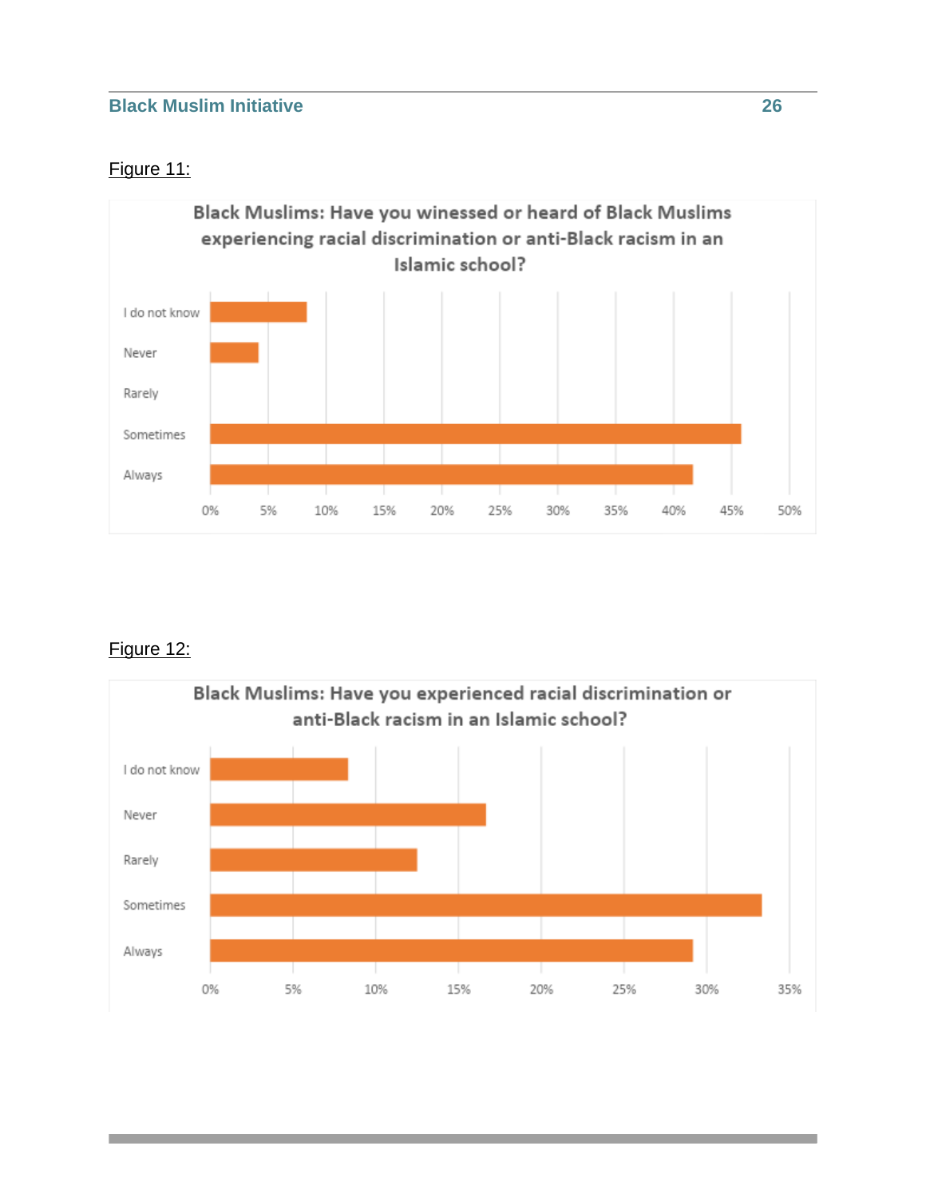Figure 11:

Black Muslims: Have you winessed or heard of Black Muslims experiencing racial discrimination or anti-Black racism in an Islamic school?

| Response | Percentage |
|---|---|
| I do not know | ~8% |
| Never | ~4% |
| Rarely | 0% |
| Sometimes | ~46% |
| Always | ~42% |

Figure 12:

Black Muslims: Have you experienced racial discrimination or anti-Black racism in an Islamic school?

| Response | Percentage |
|---|---|
| I do not know | ~8% |
| Never | ~17% |
| Rarely | ~12.5% |
| Sometimes | ~33% |
| Always | ~29% |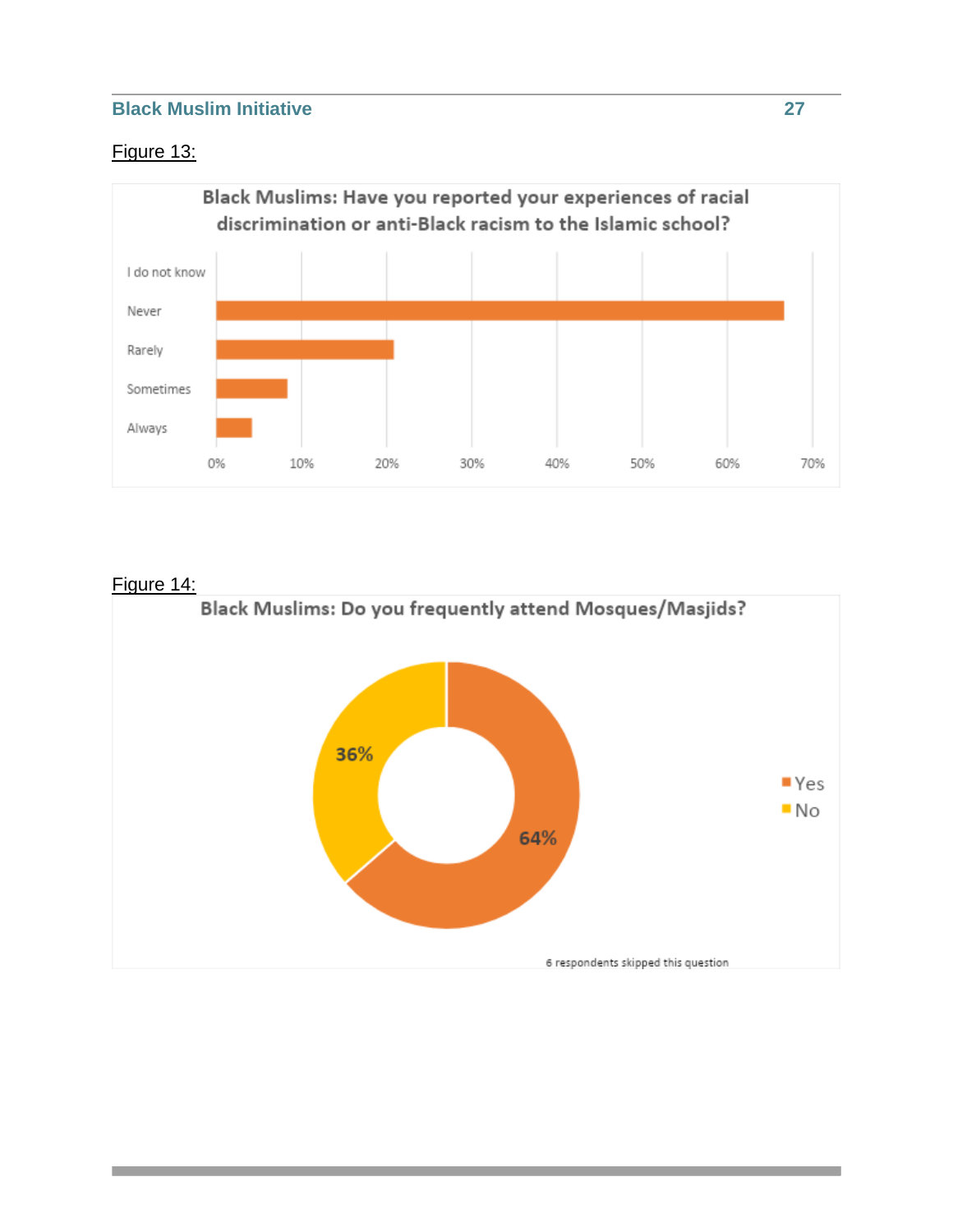Figure 13:

**Black Muslims: Have you reported your experiences of racial discrimination or anti-Black racism to the Islamic school?**

I do not know

Never

Rarely

Sometimes

Always

0% 10% 20% 30% 40% 50% 60% 70%

Figure 14:

**Black Muslims: Do you frequently attend Mosques/Masjids?**

36%

64%

Yes

No

6 respondents skipped this question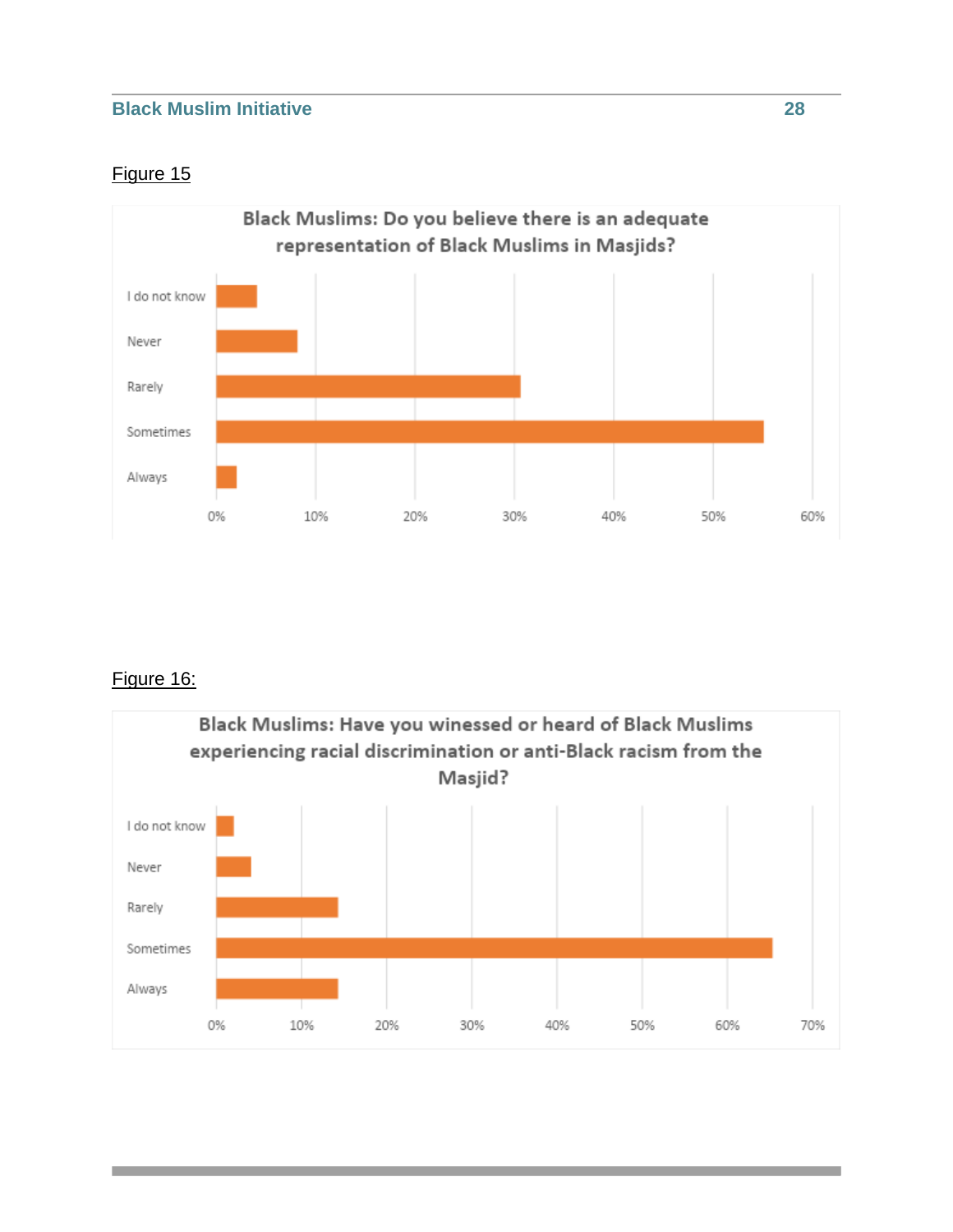Figure 15

**Black Muslims: Do you believe there is an adequate representation of Black Muslims in Masjids?**

I do not know

Never

Rarely

Sometimes

Always

0% 10% 20% 30% 40% 50% 60%

Figure 16:

**Black Muslims: Have you winessed or heard of Black Muslims experiencing racial discrimination or anti-Black racism from the Masjid?**

I do not know

Never

Rarely

Sometimes

Always

0% 10% 20% 30% 40% 50% 60% 70%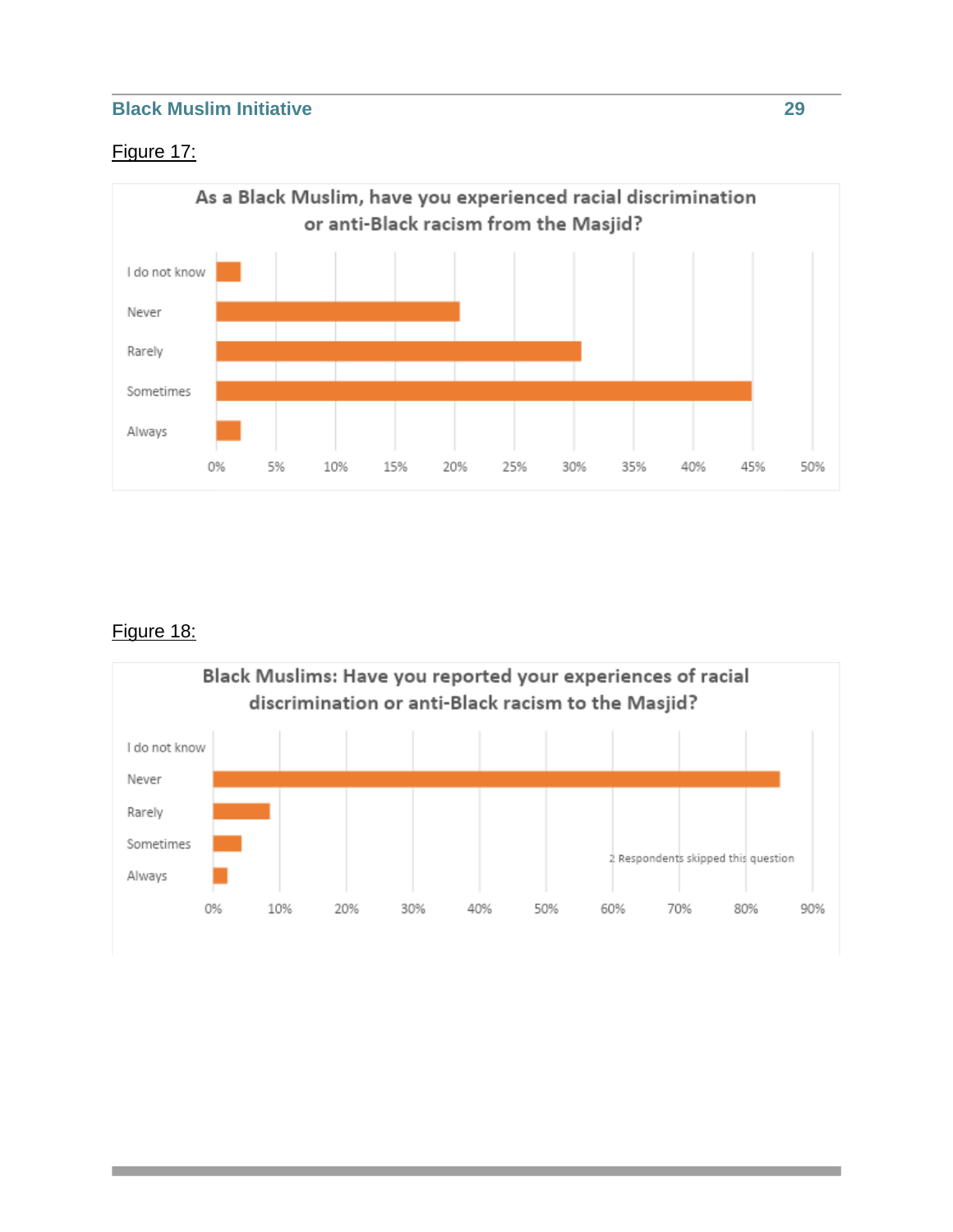Figure 17:

**As a Black Muslim, have you experienced racial discrimination or anti-Black racism from the Masjid?**

| Response |
|---|
| I do not know |
| Never |
| Rarely |
| Sometimes |
| Always |

Axis: 0%, 5%, 10%, 15%, 20%, 25%, 30%, 35%, 40%, 45%, 50%

Figure 18:

**Black Muslims: Have you reported your experiences of racial discrimination or anti-Black racism to the Masjid?**

| Response |
|---|
| I do not know |
| Never |
| Rarely |
| Sometimes |
| Always |

Axis: 0%, 10%, 20%, 30%, 40%, 50%, 60%, 70%, 80%, 90%

2 Respondents skipped this question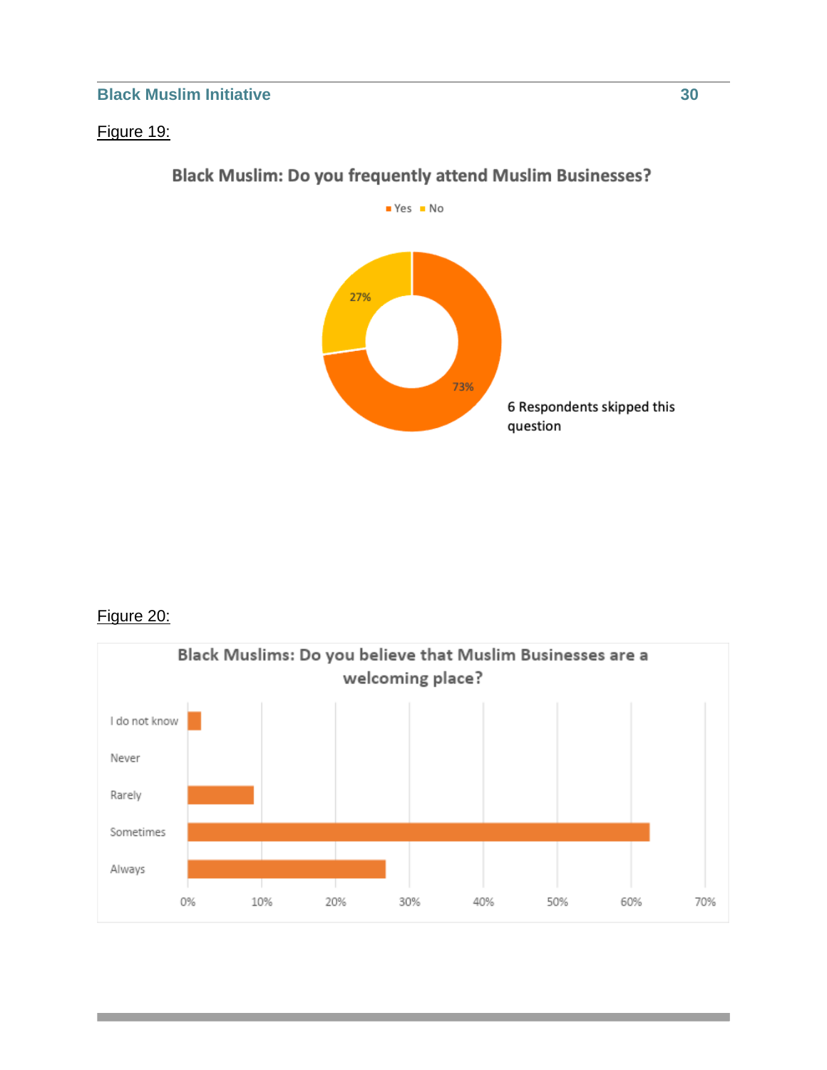Figure 19:

**Black Muslim: Do you frequently attend Muslim Businesses?**

Yes | No

27%

73%

6 Respondents skipped this question

Figure 20:

**Black Muslims: Do you believe that Muslim Businesses are a welcoming place?**

I do not know

Never

Rarely

Sometimes

Always

0% 10% 20% 30% 40% 50% 60% 70%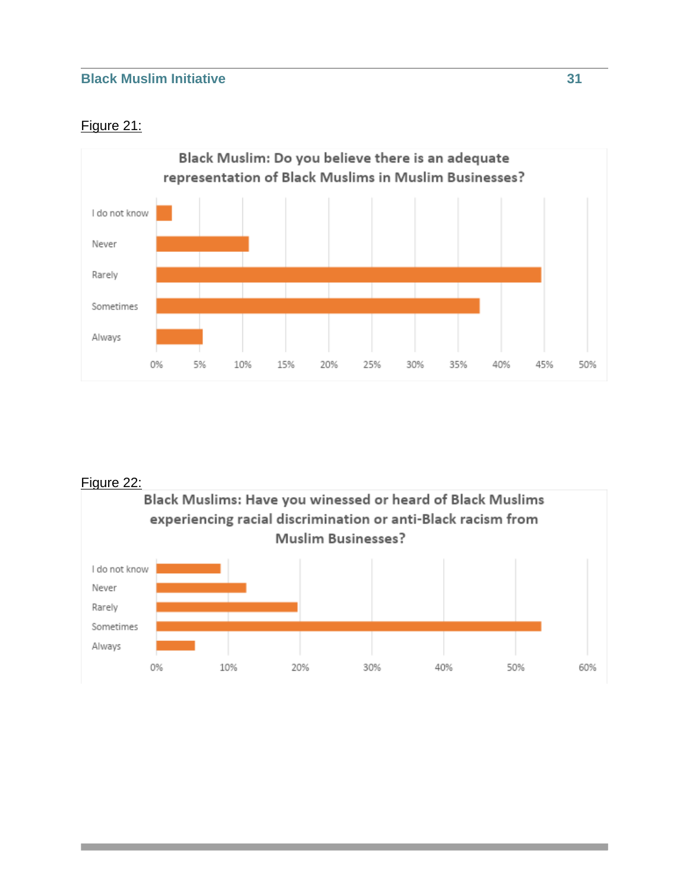Figure 21:

Black Muslim: Do you believe there is an adequate representation of Black Muslims in Muslim Businesses?

| Response | Percentage (approx.) |
| --- | --- |
| I do not know | ~2% |
| Never | ~11% |
| Rarely | ~45% |
| Sometimes | ~38% |
| Always | ~5% |

Figure 22:

Black Muslims: Have you winessed or heard of Black Muslims experiencing racial discrimination or anti-Black racism from Muslim Businesses?

| Response | Percentage (approx.) |
| --- | --- |
| I do not know | ~9% |
| Never | ~13% |
| Rarely | ~20% |
| Sometimes | ~54% |
| Always | ~5% |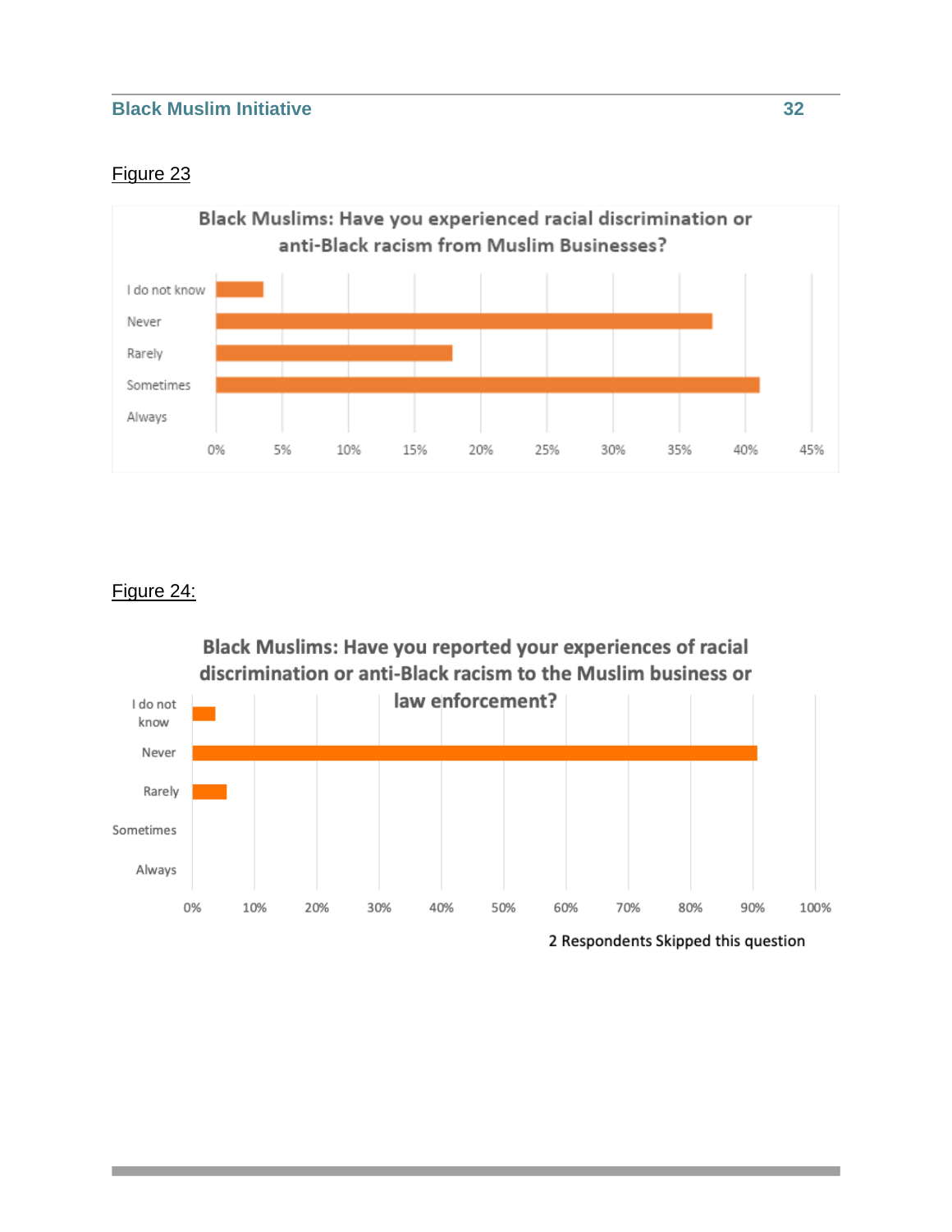Figure 23

Black Muslims: Have you experienced racial discrimination or anti-Black racism from Muslim Businesses?

Figure 24:

Black Muslims: Have you reported your experiences of racial discrimination or anti-Black racism to the Muslim business or law enforcement?

2 Respondents Skipped this question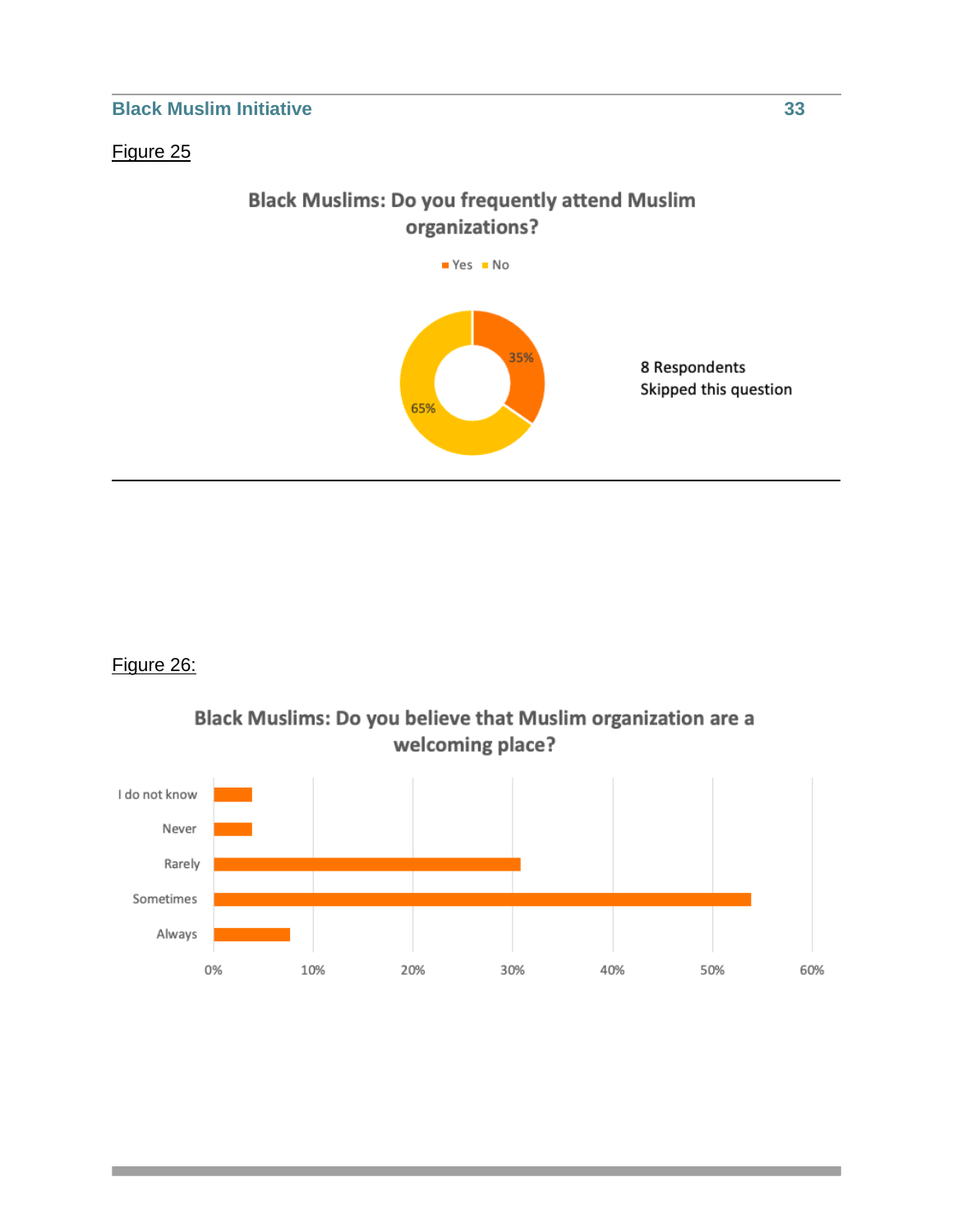Figure 25

**Black Muslims: Do you frequently attend Muslim organizations?**

Yes  No

35%

65%

8 Respondents
Skipped this question

Figure 26:

**Black Muslims: Do you believe that Muslim organization are a welcoming place?**

I do not know

Never

Rarely

Sometimes

Always

0% 10% 20% 30% 40% 50% 60%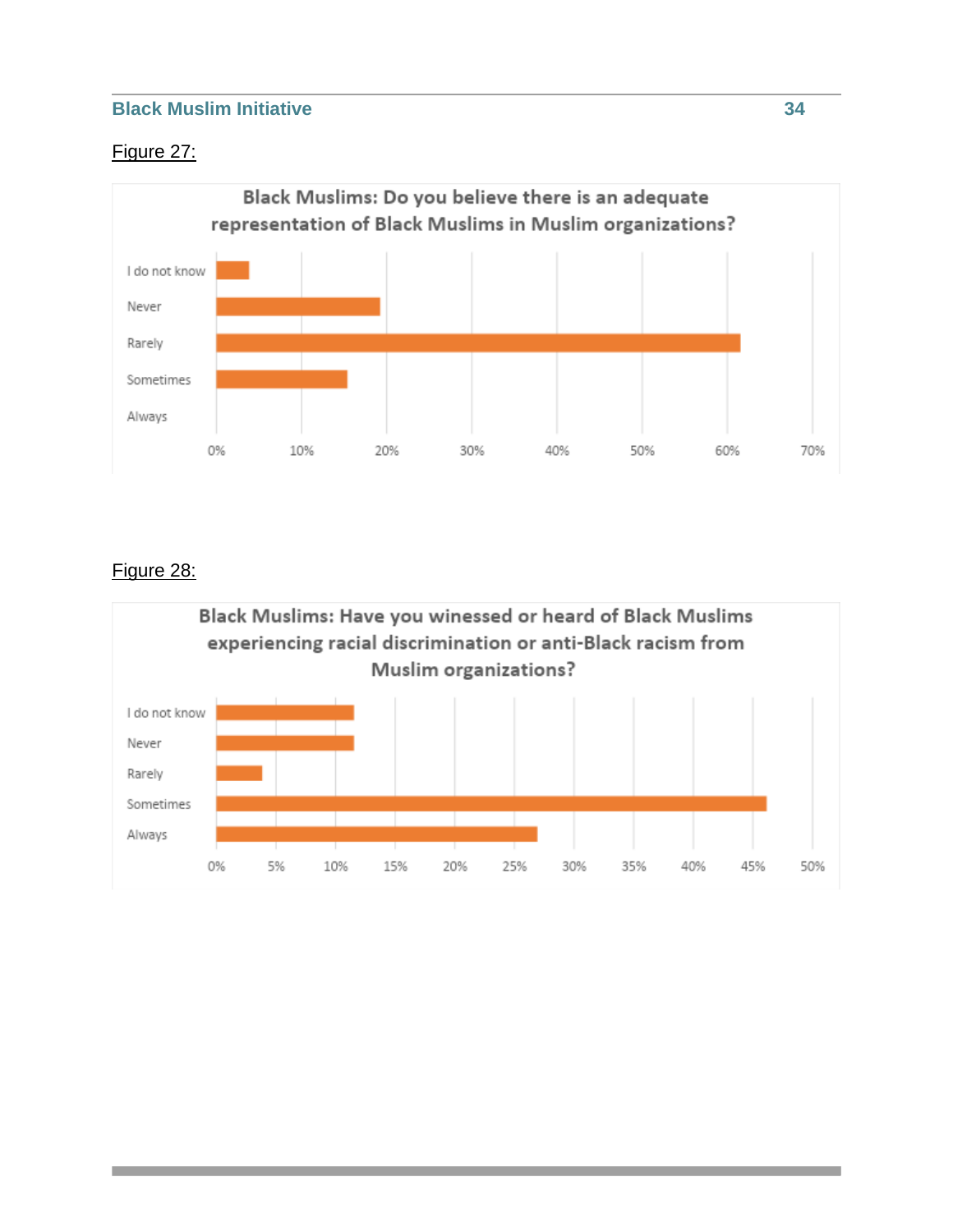Figure 27:

**Black Muslims: Do you believe there is an adequate representation of Black Muslims in Muslim organizations?**

| Response | Approximate % |
|---|---|
| I do not know | 4% |
| Never | 19% |
| Rarely | 62% |
| Sometimes | 15% |
| Always | 0% |

Figure 28:

**Black Muslims: Have you winessed or heard of Black Muslims experiencing racial discrimination or anti-Black racism from Muslim organizations?**

| Response | Approximate % |
|---|---|
| I do not know | 12% |
| Never | 12% |
| Rarely | 4% |
| Sometimes | 46% |
| Always | 27% |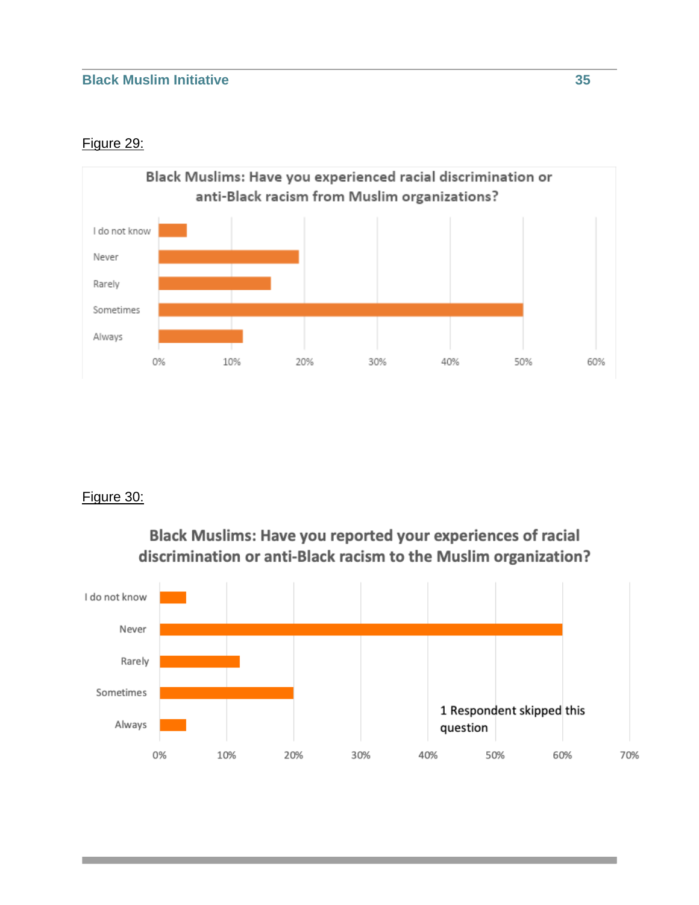Figure 29:

Black Muslims: Have you experienced racial discrimination or anti-Black racism from Muslim organizations?

Figure 30:

Black Muslims: Have you reported your experiences of racial discrimination or anti-Black racism to the Muslim organization?

1 Respondent skipped this question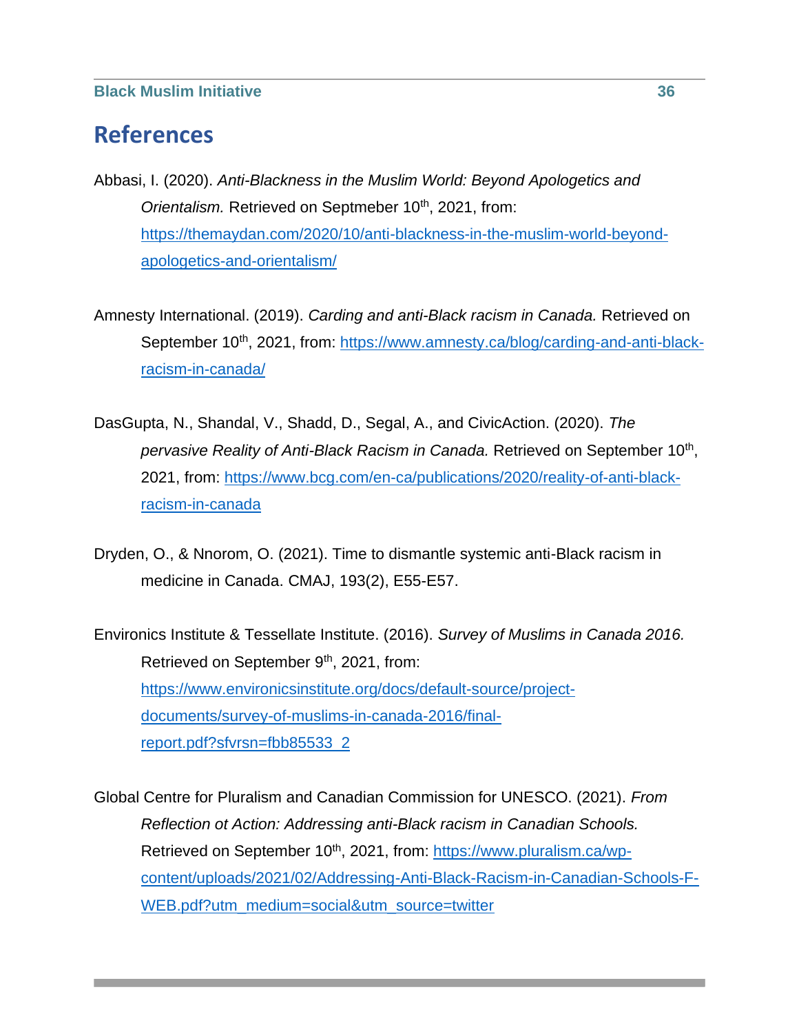# References

Abbasi, I. (2020). *Anti-Blackness in the Muslim World: Beyond Apologetics and Orientalism.* Retrieved on Septmeber 10th, 2021, from: https://themaydan.com/2020/10/anti-blackness-in-the-muslim-world-beyond-apologetics-and-orientalism/

Amnesty International. (2019). *Carding and anti-Black racism in Canada.* Retrieved on September 10th, 2021, from: https://www.amnesty.ca/blog/carding-and-anti-black-racism-in-canada/

DasGupta, N., Shandal, V., Shadd, D., Segal, A., and CivicAction. (2020). *The pervasive Reality of Anti-Black Racism in Canada.* Retrieved on September 10th, 2021, from: https://www.bcg.com/en-ca/publications/2020/reality-of-anti-black-racism-in-canada

Dryden, O., & Nnorom, O. (2021). Time to dismantle systemic anti-Black racism in medicine in Canada. CMAJ, 193(2), E55-E57.

Environics Institute & Tessellate Institute. (2016). *Survey of Muslims in Canada 2016.* Retrieved on September 9th, 2021, from: https://www.environicsinstitute.org/docs/default-source/project-documents/survey-of-muslims-in-canada-2016/final-report.pdf?sfvrsn=fbb85533_2

Global Centre for Pluralism and Canadian Commission for UNESCO. (2021). *From Reflection ot Action: Addressing anti-Black racism in Canadian Schools.* Retrieved on September 10th, 2021, from: https://www.pluralism.ca/wp-content/uploads/2021/02/Addressing-Anti-Black-Racism-in-Canadian-Schools-F-WEB.pdf?utm_medium=social&utm_source=twitter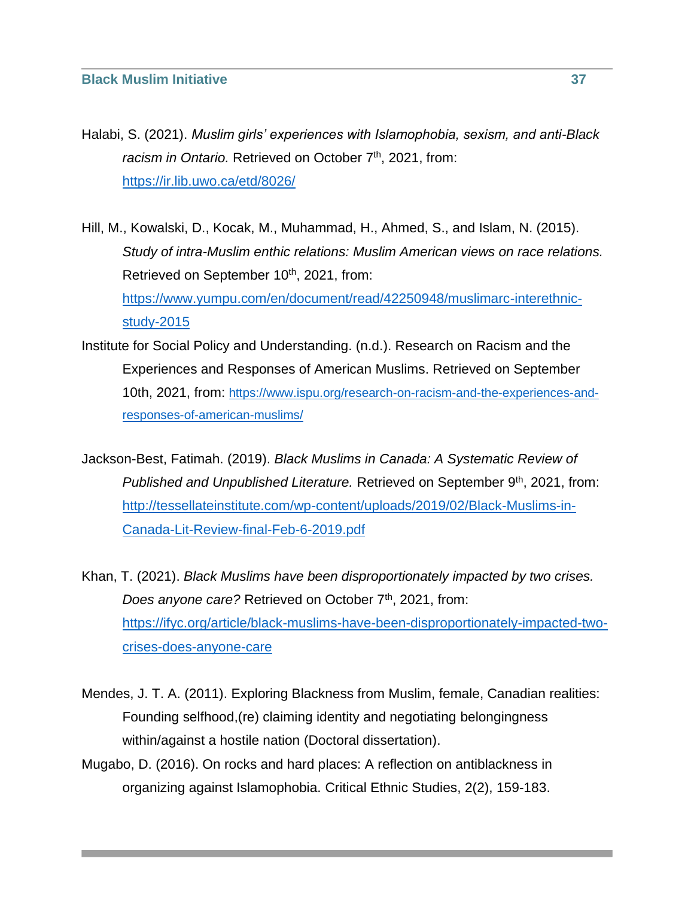Halabi, S. (2021). *Muslim girls' experiences with Islamophobia, sexism, and anti-Black racism in Ontario.* Retrieved on October 7th, 2021, from: https://ir.lib.uwo.ca/etd/8026/

Hill, M., Kowalski, D., Kocak, M., Muhammad, H., Ahmed, S., and Islam, N. (2015). *Study of intra-Muslim enthic relations: Muslim American views on race relations.* Retrieved on September 10th, 2021, from: https://www.yumpu.com/en/document/read/42250948/muslimarc-interethnic-study-2015

Institute for Social Policy and Understanding. (n.d.). Research on Racism and the Experiences and Responses of American Muslims. Retrieved on September 10th, 2021, from: https://www.ispu.org/research-on-racism-and-the-experiences-and-responses-of-american-muslims/

Jackson-Best, Fatimah. (2019). *Black Muslims in Canada: A Systematic Review of Published and Unpublished Literature.* Retrieved on September 9th, 2021, from: http://tessellateinstitute.com/wp-content/uploads/2019/02/Black-Muslims-in-Canada-Lit-Review-final-Feb-6-2019.pdf

Khan, T. (2021). *Black Muslims have been disproportionately impacted by two crises. Does anyone care?* Retrieved on October 7th, 2021, from: https://ifyc.org/article/black-muslims-have-been-disproportionately-impacted-two-crises-does-anyone-care

Mendes, J. T. A. (2011). Exploring Blackness from Muslim, female, Canadian realities: Founding selfhood,(re) claiming identity and negotiating belongingness within/against a hostile nation (Doctoral dissertation).

Mugabo, D. (2016). On rocks and hard places: A reflection on antiblackness in organizing against Islamophobia. Critical Ethnic Studies, 2(2), 159-183.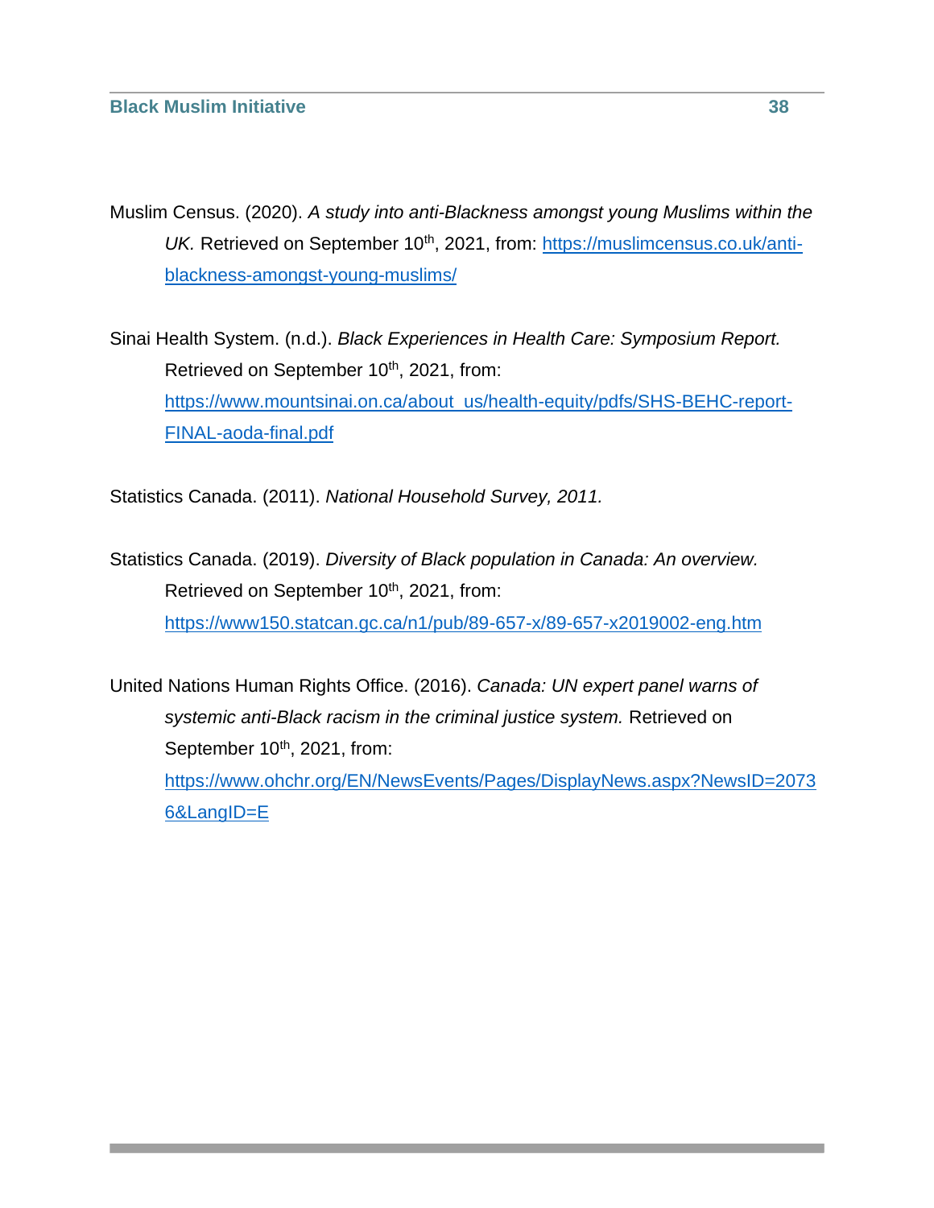Muslim Census. (2020). *A study into anti-Blackness amongst young Muslims within the UK.* Retrieved on September 10th, 2021, from: https://muslimcensus.co.uk/anti-blackness-amongst-young-muslims/

Sinai Health System. (n.d.). *Black Experiences in Health Care: Symposium Report.* Retrieved on September 10th, 2021, from: https://www.mountsinai.on.ca/about_us/health-equity/pdfs/SHS-BEHC-report-FINAL-aoda-final.pdf

Statistics Canada. (2011). *National Household Survey, 2011.*

Statistics Canada. (2019). *Diversity of Black population in Canada: An overview.* Retrieved on September 10th, 2021, from: https://www150.statcan.gc.ca/n1/pub/89-657-x/89-657-x2019002-eng.htm

United Nations Human Rights Office. (2016). *Canada: UN expert panel warns of systemic anti-Black racism in the criminal justice system.* Retrieved on September 10th, 2021, from: https://www.ohchr.org/EN/NewsEvents/Pages/DisplayNews.aspx?NewsID=20736&LangID=E